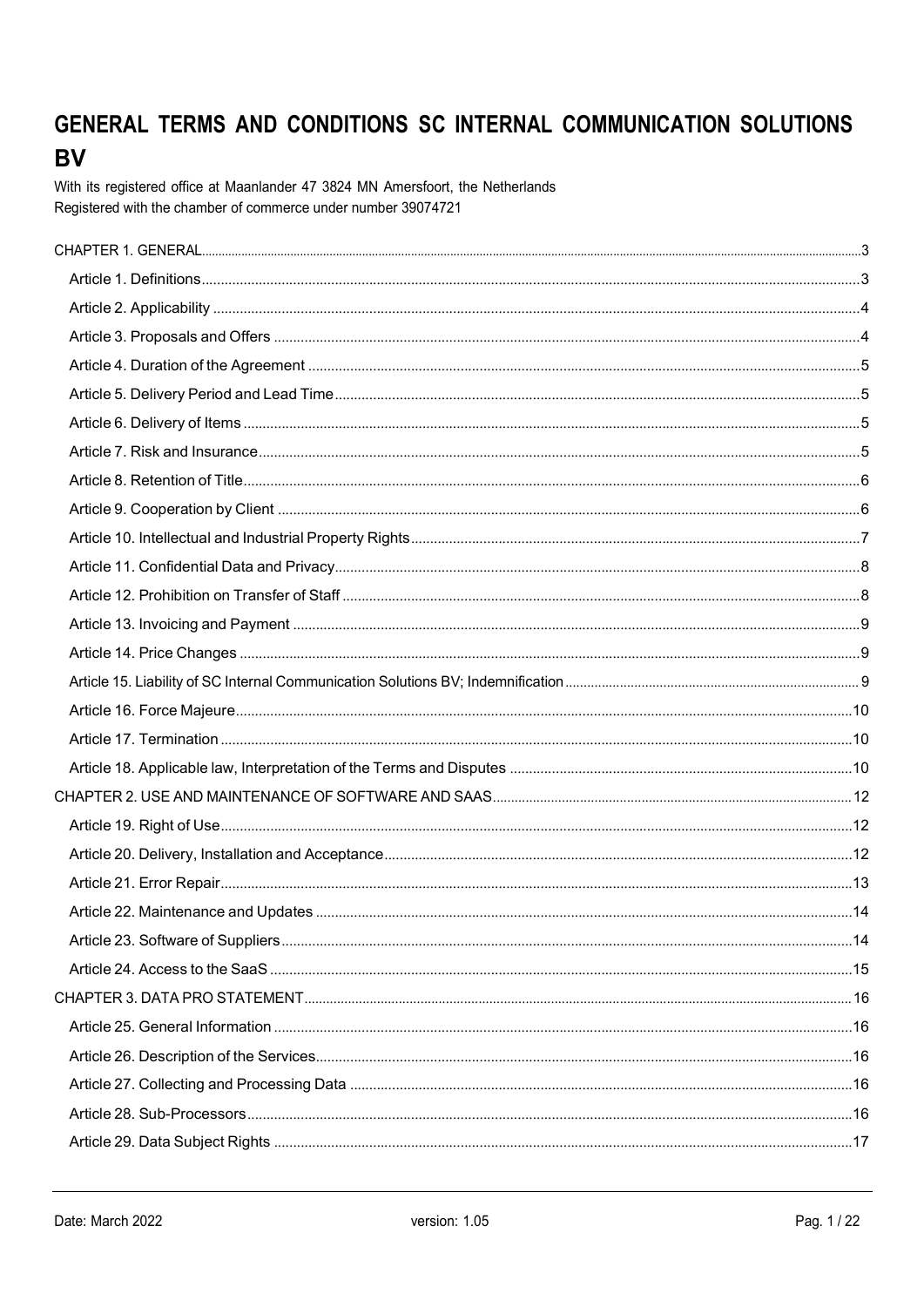# GENERAL TERMS AND CONDITIONS SC INTERNAL COMMUNICATION SOLUTIONS BV

With its registered office at Maanlander 47 3824 MN Amersfoort, the Netherlands
Registered with the chamber of commerce under number 39074721

CHAPTER 1. GENERAL ... 3
- Article 1. Definitions ... 3
- Article 2. Applicability ... 4
- Article 3. Proposals and Offers ... 4
- Article 4. Duration of the Agreement ... 5
- Article 5. Delivery Period and Lead Time ... 5
- Article 6. Delivery of Items ... 5
- Article 7. Risk and Insurance ... 5
- Article 8. Retention of Title ... 6
- Article 9. Cooperation by Client ... 6
- Article 10. Intellectual and Industrial Property Rights ... 7
- Article 11. Confidential Data and Privacy ... 8
- Article 12. Prohibition on Transfer of Staff ... 8
- Article 13. Invoicing and Payment ... 9
- Article 14. Price Changes ... 9
- Article 15. Liability of SC Internal Communication Solutions BV; Indemnification ... 9
- Article 16. Force Majeure ... 10
- Article 17. Termination ... 10
- Article 18. Applicable law, Interpretation of the Terms and Disputes ... 10

CHAPTER 2. USE AND MAINTENANCE OF SOFTWARE AND SAAS ... 12
- Article 19. Right of Use ... 12
- Article 20. Delivery, Installation and Acceptance ... 12
- Article 21. Error Repair ... 13
- Article 22. Maintenance and Updates ... 14
- Article 23. Software of Suppliers ... 14
- Article 24. Access to the SaaS ... 15

CHAPTER 3. DATA PRO STATEMENT ... 16
- Article 25. General Information ... 16
- Article 26. Description of the Services ... 16
- Article 27. Collecting and Processing Data ... 16
- Article 28. Sub-Processors ... 16
- Article 29. Data Subject Rights ... 17

Date: March 2022 version: 1.05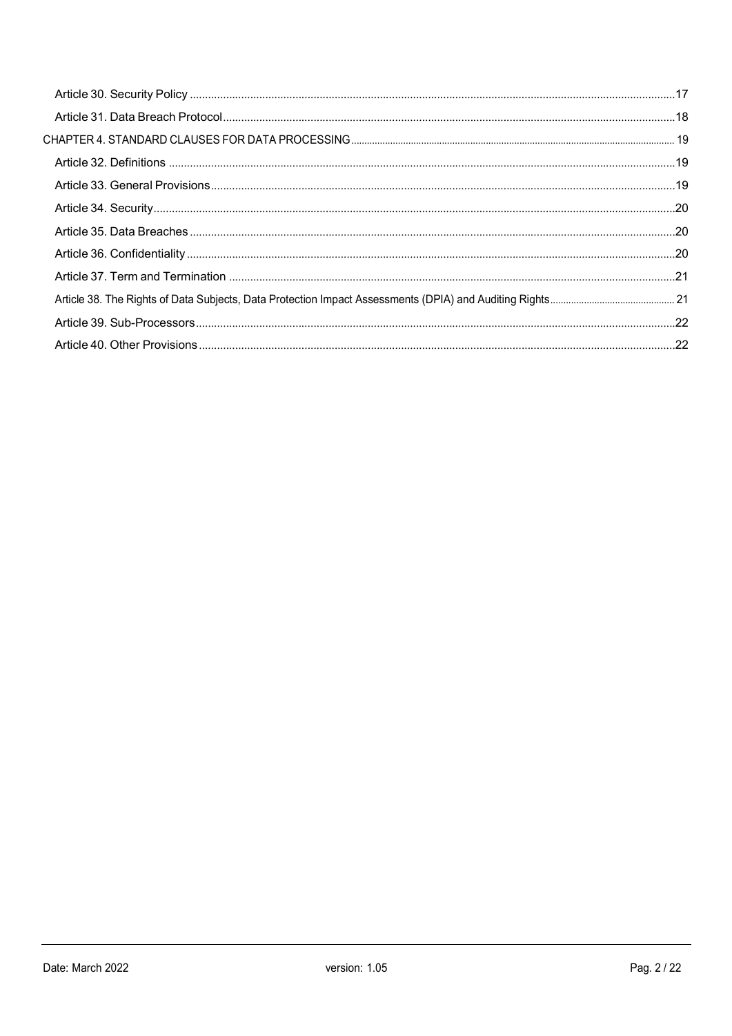Article 30. Security Policy .....17

Article 31. Data Breach Protocol .....18

CHAPTER 4. STANDARD CLAUSES FOR DATA PROCESSING .....19

Article 32. Definitions .....19

Article 33. General Provisions .....19

Article 34. Security .....20

Article 35. Data Breaches .....20

Article 36. Confidentiality .....20

Article 37. Term and Termination .....21

Article 38. The Rights of Data Subjects, Data Protection Impact Assessments (DPIA) and Auditing Rights .....21

Article 39. Sub-Processors .....22

Article 40. Other Provisions .....22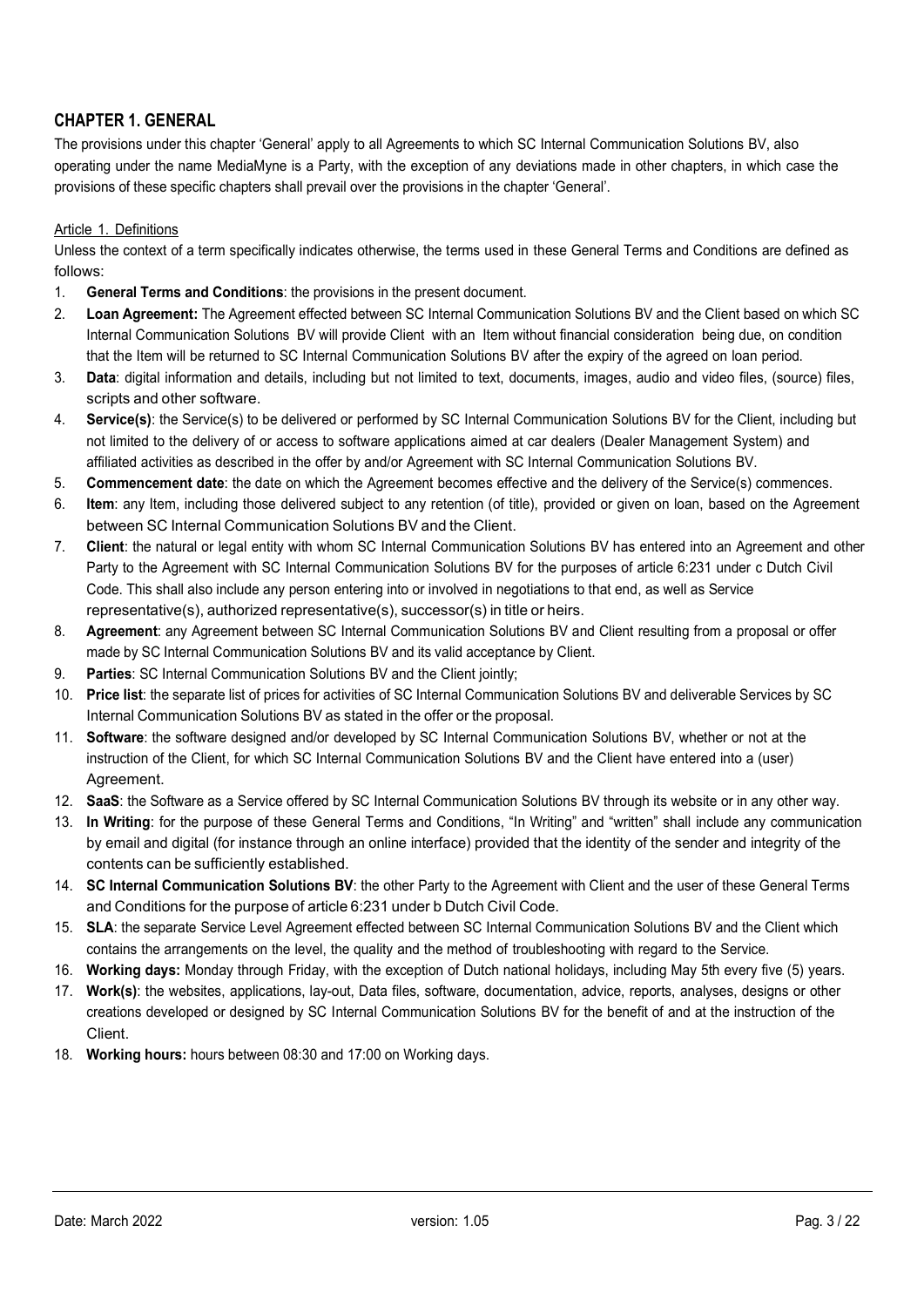## CHAPTER 1. GENERAL

The provisions under this chapter 'General' apply to all Agreements to which SC Internal Communication Solutions BV, also operating under the name MediaMyne is a Party, with the exception of any deviations made in other chapters, in which case the provisions of these specific chapters shall prevail over the provisions in the chapter 'General'.

### Article 1. Definitions

Unless the context of a term specifically indicates otherwise, the terms used in these General Terms and Conditions are defined as follows:

1. **General Terms and Conditions**: the provisions in the present document.
2. **Loan Agreement:** The Agreement effected between SC Internal Communication Solutions BV and the Client based on which SC Internal Communication Solutions BV will provide Client with an Item without financial consideration being due, on condition that the Item will be returned to SC Internal Communication Solutions BV after the expiry of the agreed on loan period.
3. **Data**: digital information and details, including but not limited to text, documents, images, audio and video files, (source) files, scripts and other software.
4. **Service(s)**: the Service(s) to be delivered or performed by SC Internal Communication Solutions BV for the Client, including but not limited to the delivery of or access to software applications aimed at car dealers (Dealer Management System) and affiliated activities as described in the offer by and/or Agreement with SC Internal Communication Solutions BV.
5. **Commencement date**: the date on which the Agreement becomes effective and the delivery of the Service(s) commences.
6. **Item**: any Item, including those delivered subject to any retention (of title), provided or given on loan, based on the Agreement between SC Internal Communication Solutions BV and the Client.
7. **Client**: the natural or legal entity with whom SC Internal Communication Solutions BV has entered into an Agreement and other Party to the Agreement with SC Internal Communication Solutions BV for the purposes of article 6:231 under c Dutch Civil Code. This shall also include any person entering into or involved in negotiations to that end, as well as Service representative(s), authorized representative(s), successor(s) in title or heirs.
8. **Agreement**: any Agreement between SC Internal Communication Solutions BV and Client resulting from a proposal or offer made by SC Internal Communication Solutions BV and its valid acceptance by Client.
9. **Parties**: SC Internal Communication Solutions BV and the Client jointly;
10. **Price list**: the separate list of prices for activities of SC Internal Communication Solutions BV and deliverable Services by SC Internal Communication Solutions BV as stated in the offer or the proposal.
11. **Software**: the software designed and/or developed by SC Internal Communication Solutions BV, whether or not at the instruction of the Client, for which SC Internal Communication Solutions BV and the Client have entered into a (user) Agreement.
12. **SaaS**: the Software as a Service offered by SC Internal Communication Solutions BV through its website or in any other way.
13. **In Writing**: for the purpose of these General Terms and Conditions, "In Writing" and "written" shall include any communication by email and digital (for instance through an online interface) provided that the identity of the sender and integrity of the contents can be sufficiently established.
14. **SC Internal Communication Solutions BV**: the other Party to the Agreement with Client and the user of these General Terms and Conditions for the purpose of article 6:231 under b Dutch Civil Code.
15. **SLA**: the separate Service Level Agreement effected between SC Internal Communication Solutions BV and the Client which contains the arrangements on the level, the quality and the method of troubleshooting with regard to the Service.
16. **Working days:** Monday through Friday, with the exception of Dutch national holidays, including May 5th every five (5) years.
17. **Work(s)**: the websites, applications, lay-out, Data files, software, documentation, advice, reports, analyses, designs or other creations developed or designed by SC Internal Communication Solutions BV for the benefit of and at the instruction of the Client.
18. **Working hours:** hours between 08:30 and 17:00 on Working days.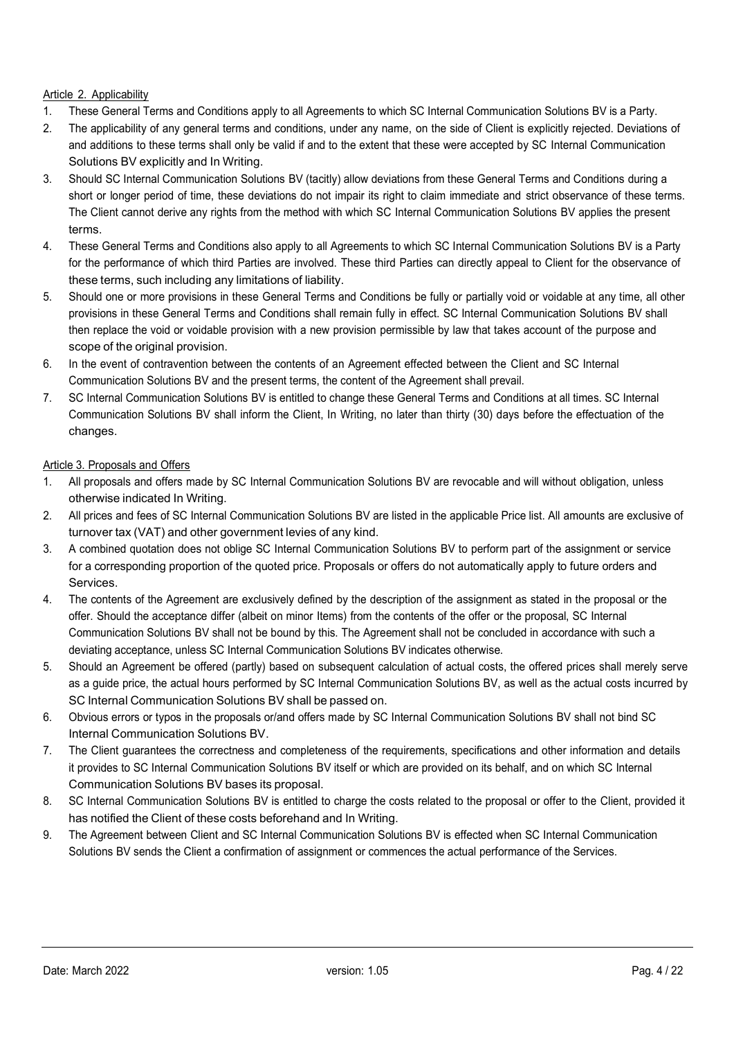Article 2. Applicability

1. These General Terms and Conditions apply to all Agreements to which SC Internal Communication Solutions BV is a Party.
2. The applicability of any general terms and conditions, under any name, on the side of Client is explicitly rejected. Deviations of and additions to these terms shall only be valid if and to the extent that these were accepted by SC Internal Communication Solutions BV explicitly and In Writing.
3. Should SC Internal Communication Solutions BV (tacitly) allow deviations from these General Terms and Conditions during a short or longer period of time, these deviations do not impair its right to claim immediate and strict observance of these terms. The Client cannot derive any rights from the method with which SC Internal Communication Solutions BV applies the present terms.
4. These General Terms and Conditions also apply to all Agreements to which SC Internal Communication Solutions BV is a Party for the performance of which third Parties are involved. These third Parties can directly appeal to Client for the observance of these terms, such including any limitations of liability.
5. Should one or more provisions in these General Terms and Conditions be fully or partially void or voidable at any time, all other provisions in these General Terms and Conditions shall remain fully in effect. SC Internal Communication Solutions BV shall then replace the void or voidable provision with a new provision permissible by law that takes account of the purpose and scope of the original provision.
6. In the event of contravention between the contents of an Agreement effected between the Client and SC Internal Communication Solutions BV and the present terms, the content of the Agreement shall prevail.
7. SC Internal Communication Solutions BV is entitled to change these General Terms and Conditions at all times. SC Internal Communication Solutions BV shall inform the Client, In Writing, no later than thirty (30) days before the effectuation of the changes.

Article 3. Proposals and Offers

1. All proposals and offers made by SC Internal Communication Solutions BV are revocable and will without obligation, unless otherwise indicated In Writing.
2. All prices and fees of SC Internal Communication Solutions BV are listed in the applicable Price list. All amounts are exclusive of turnover tax (VAT) and other government levies of any kind.
3. A combined quotation does not oblige SC Internal Communication Solutions BV to perform part of the assignment or service for a corresponding proportion of the quoted price. Proposals or offers do not automatically apply to future orders and Services.
4. The contents of the Agreement are exclusively defined by the description of the assignment as stated in the proposal or the offer. Should the acceptance differ (albeit on minor Items) from the contents of the offer or the proposal, SC Internal Communication Solutions BV shall not be bound by this. The Agreement shall not be concluded in accordance with such a deviating acceptance, unless SC Internal Communication Solutions BV indicates otherwise.
5. Should an Agreement be offered (partly) based on subsequent calculation of actual costs, the offered prices shall merely serve as a guide price, the actual hours performed by SC Internal Communication Solutions BV, as well as the actual costs incurred by SC Internal Communication Solutions BV shall be passed on.
6. Obvious errors or typos in the proposals or/and offers made by SC Internal Communication Solutions BV shall not bind SC Internal Communication Solutions BV.
7. The Client guarantees the correctness and completeness of the requirements, specifications and other information and details it provides to SC Internal Communication Solutions BV itself or which are provided on its behalf, and on which SC Internal Communication Solutions BV bases its proposal.
8. SC Internal Communication Solutions BV is entitled to charge the costs related to the proposal or offer to the Client, provided it has notified the Client of these costs beforehand and In Writing.
9. The Agreement between Client and SC Internal Communication Solutions BV is effected when SC Internal Communication Solutions BV sends the Client a confirmation of assignment or commences the actual performance of the Services.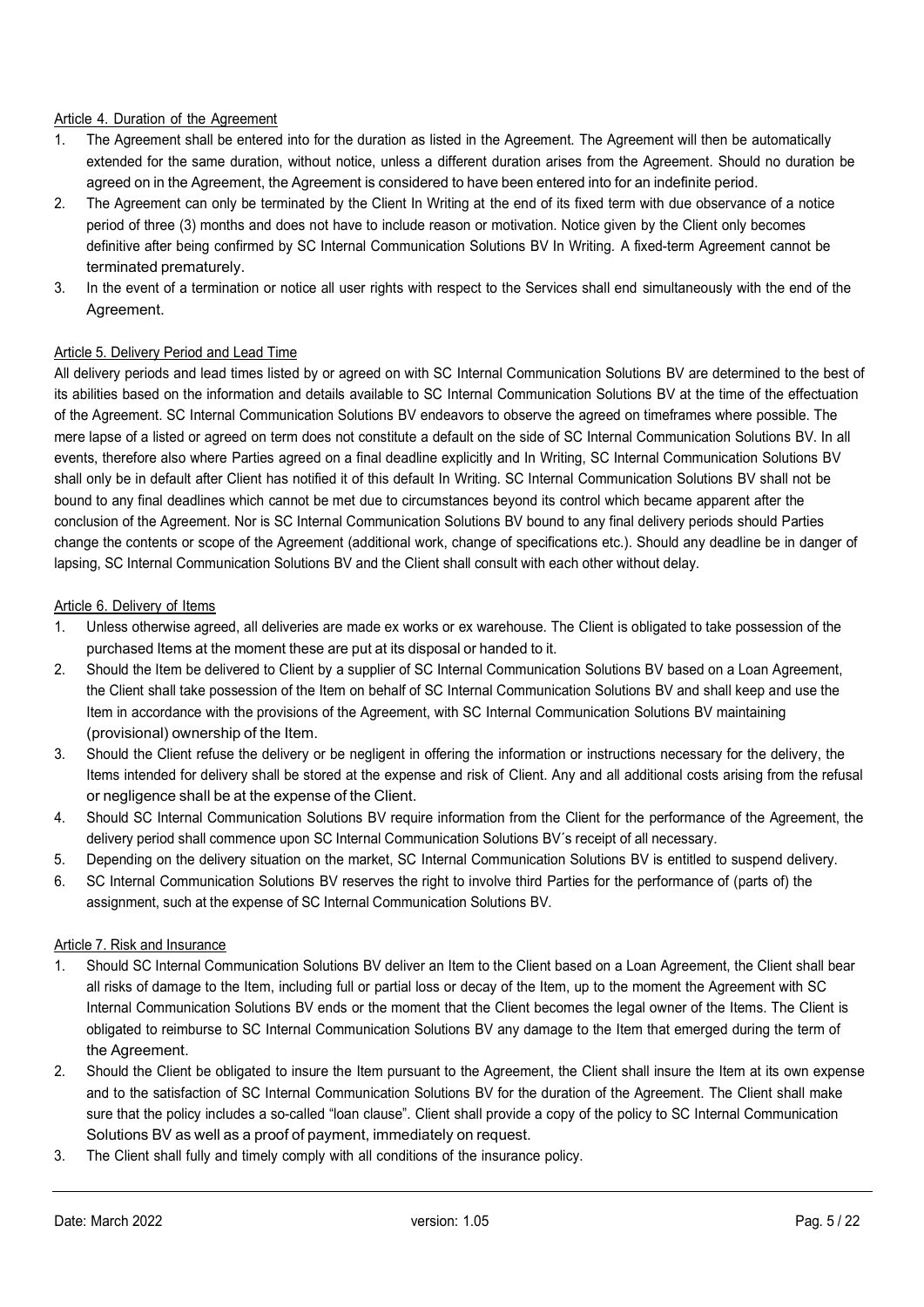## Article 4. Duration of the Agreement

1. The Agreement shall be entered into for the duration as listed in the Agreement. The Agreement will then be automatically extended for the same duration, without notice, unless a different duration arises from the Agreement. Should no duration be agreed on in the Agreement, the Agreement is considered to have been entered into for an indefinite period.
2. The Agreement can only be terminated by the Client In Writing at the end of its fixed term with due observance of a notice period of three (3) months and does not have to include reason or motivation. Notice given by the Client only becomes definitive after being confirmed by SC Internal Communication Solutions BV In Writing. A fixed-term Agreement cannot be terminated prematurely.
3. In the event of a termination or notice all user rights with respect to the Services shall end simultaneously with the end of the Agreement.

## Article 5. Delivery Period and Lead Time

All delivery periods and lead times listed by or agreed on with SC Internal Communication Solutions BV are determined to the best of its abilities based on the information and details available to SC Internal Communication Solutions BV at the time of the effectuation of the Agreement. SC Internal Communication Solutions BV endeavors to observe the agreed on timeframes where possible. The mere lapse of a listed or agreed on term does not constitute a default on the side of SC Internal Communication Solutions BV. In all events, therefore also where Parties agreed on a final deadline explicitly and In Writing, SC Internal Communication Solutions BV shall only be in default after Client has notified it of this default In Writing. SC Internal Communication Solutions BV shall not be bound to any final deadlines which cannot be met due to circumstances beyond its control which became apparent after the conclusion of the Agreement. Nor is SC Internal Communication Solutions BV bound to any final delivery periods should Parties change the contents or scope of the Agreement (additional work, change of specifications etc.). Should any deadline be in danger of lapsing, SC Internal Communication Solutions BV and the Client shall consult with each other without delay.

## Article 6. Delivery of Items

1. Unless otherwise agreed, all deliveries are made ex works or ex warehouse. The Client is obligated to take possession of the purchased Items at the moment these are put at its disposal or handed to it.
2. Should the Item be delivered to Client by a supplier of SC Internal Communication Solutions BV based on a Loan Agreement, the Client shall take possession of the Item on behalf of SC Internal Communication Solutions BV and shall keep and use the Item in accordance with the provisions of the Agreement, with SC Internal Communication Solutions BV maintaining (provisional) ownership of the Item.
3. Should the Client refuse the delivery or be negligent in offering the information or instructions necessary for the delivery, the Items intended for delivery shall be stored at the expense and risk of Client. Any and all additional costs arising from the refusal or negligence shall be at the expense of the Client.
4. Should SC Internal Communication Solutions BV require information from the Client for the performance of the Agreement, the delivery period shall commence upon SC Internal Communication Solutions BV´s receipt of all necessary.
5. Depending on the delivery situation on the market, SC Internal Communication Solutions BV is entitled to suspend delivery.
6. SC Internal Communication Solutions BV reserves the right to involve third Parties for the performance of (parts of) the assignment, such at the expense of SC Internal Communication Solutions BV.

## Article 7. Risk and Insurance

1. Should SC Internal Communication Solutions BV deliver an Item to the Client based on a Loan Agreement, the Client shall bear all risks of damage to the Item, including full or partial loss or decay of the Item, up to the moment the Agreement with SC Internal Communication Solutions BV ends or the moment that the Client becomes the legal owner of the Items. The Client is obligated to reimburse to SC Internal Communication Solutions BV any damage to the Item that emerged during the term of the Agreement.
2. Should the Client be obligated to insure the Item pursuant to the Agreement, the Client shall insure the Item at its own expense and to the satisfaction of SC Internal Communication Solutions BV for the duration of the Agreement. The Client shall make sure that the policy includes a so-called "loan clause". Client shall provide a copy of the policy to SC Internal Communication Solutions BV as well as a proof of payment, immediately on request.
3. The Client shall fully and timely comply with all conditions of the insurance policy.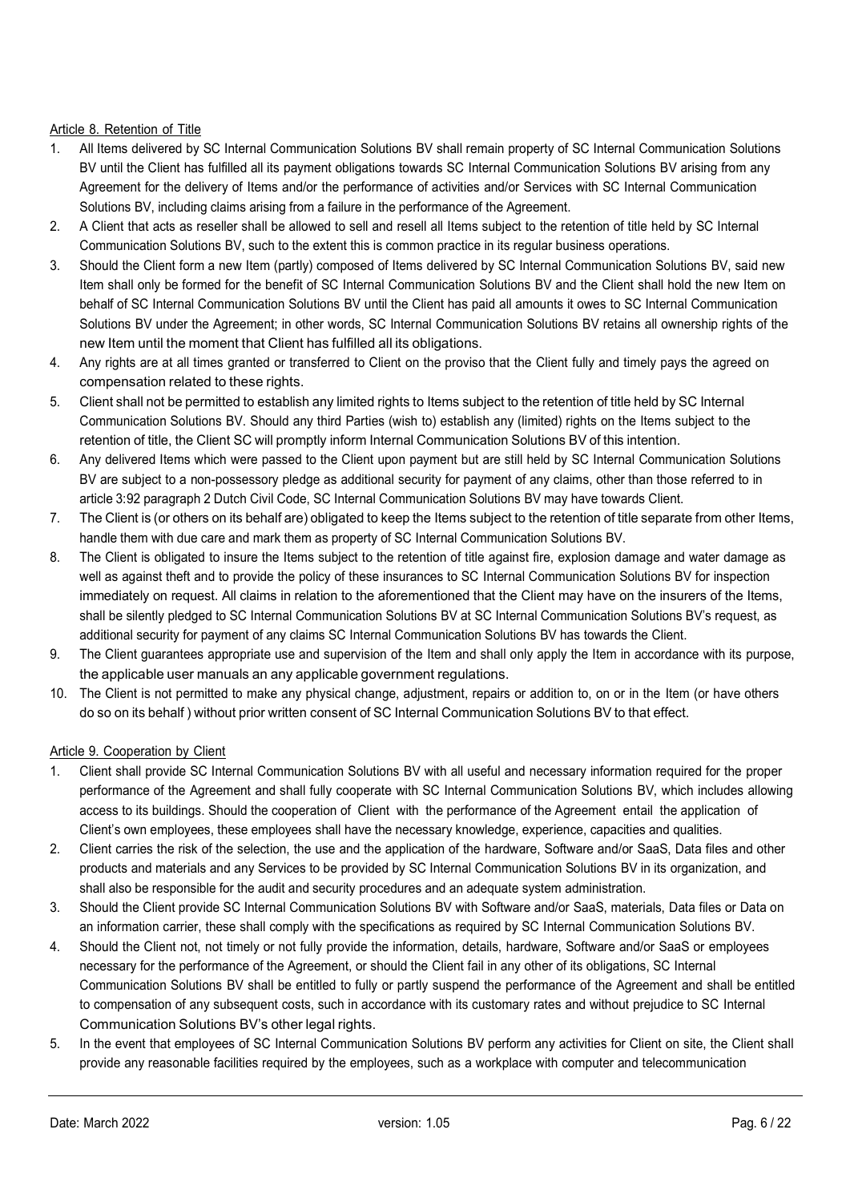Article 8. Retention of Title

1. All Items delivered by SC Internal Communication Solutions BV shall remain property of SC Internal Communication Solutions BV until the Client has fulfilled all its payment obligations towards SC Internal Communication Solutions BV arising from any Agreement for the delivery of Items and/or the performance of activities and/or Services with SC Internal Communication Solutions BV, including claims arising from a failure in the performance of the Agreement.
2. A Client that acts as reseller shall be allowed to sell and resell all Items subject to the retention of title held by SC Internal Communication Solutions BV, such to the extent this is common practice in its regular business operations.
3. Should the Client form a new Item (partly) composed of Items delivered by SC Internal Communication Solutions BV, said new Item shall only be formed for the benefit of SC Internal Communication Solutions BV and the Client shall hold the new Item on behalf of SC Internal Communication Solutions BV until the Client has paid all amounts it owes to SC Internal Communication Solutions BV under the Agreement; in other words, SC Internal Communication Solutions BV retains all ownership rights of the new Item until the moment that Client has fulfilled all its obligations.
4. Any rights are at all times granted or transferred to Client on the proviso that the Client fully and timely pays the agreed on compensation related to these rights.
5. Client shall not be permitted to establish any limited rights to Items subject to the retention of title held by SC Internal Communication Solutions BV. Should any third Parties (wish to) establish any (limited) rights on the Items subject to the retention of title, the Client SC will promptly inform Internal Communication Solutions BV of this intention.
6. Any delivered Items which were passed to the Client upon payment but are still held by SC Internal Communication Solutions BV are subject to a non-possessory pledge as additional security for payment of any claims, other than those referred to in article 3:92 paragraph 2 Dutch Civil Code, SC Internal Communication Solutions BV may have towards Client.
7. The Client is (or others on its behalf are) obligated to keep the Items subject to the retention of title separate from other Items, handle them with due care and mark them as property of SC Internal Communication Solutions BV.
8. The Client is obligated to insure the Items subject to the retention of title against fire, explosion damage and water damage as well as against theft and to provide the policy of these insurances to SC Internal Communication Solutions BV for inspection immediately on request. All claims in relation to the aforementioned that the Client may have on the insurers of the Items, shall be silently pledged to SC Internal Communication Solutions BV at SC Internal Communication Solutions BV's request, as additional security for payment of any claims SC Internal Communication Solutions BV has towards the Client.
9. The Client guarantees appropriate use and supervision of the Item and shall only apply the Item in accordance with its purpose, the applicable user manuals an any applicable government regulations.
10. The Client is not permitted to make any physical change, adjustment, repairs or addition to, on or in the Item (or have others do so on its behalf ) without prior written consent of SC Internal Communication Solutions BV to that effect.

Article 9. Cooperation by Client

1. Client shall provide SC Internal Communication Solutions BV with all useful and necessary information required for the proper performance of the Agreement and shall fully cooperate with SC Internal Communication Solutions BV, which includes allowing access to its buildings. Should the cooperation of Client with the performance of the Agreement entail the application of Client's own employees, these employees shall have the necessary knowledge, experience, capacities and qualities.
2. Client carries the risk of the selection, the use and the application of the hardware, Software and/or SaaS, Data files and other products and materials and any Services to be provided by SC Internal Communication Solutions BV in its organization, and shall also be responsible for the audit and security procedures and an adequate system administration.
3. Should the Client provide SC Internal Communication Solutions BV with Software and/or SaaS, materials, Data files or Data on an information carrier, these shall comply with the specifications as required by SC Internal Communication Solutions BV.
4. Should the Client not, not timely or not fully provide the information, details, hardware, Software and/or SaaS or employees necessary for the performance of the Agreement, or should the Client fail in any other of its obligations, SC Internal Communication Solutions BV shall be entitled to fully or partly suspend the performance of the Agreement and shall be entitled to compensation of any subsequent costs, such in accordance with its customary rates and without prejudice to SC Internal Communication Solutions BV's other legal rights.
5. In the event that employees of SC Internal Communication Solutions BV perform any activities for Client on site, the Client shall provide any reasonable facilities required by the employees, such as a workplace with computer and telecommunication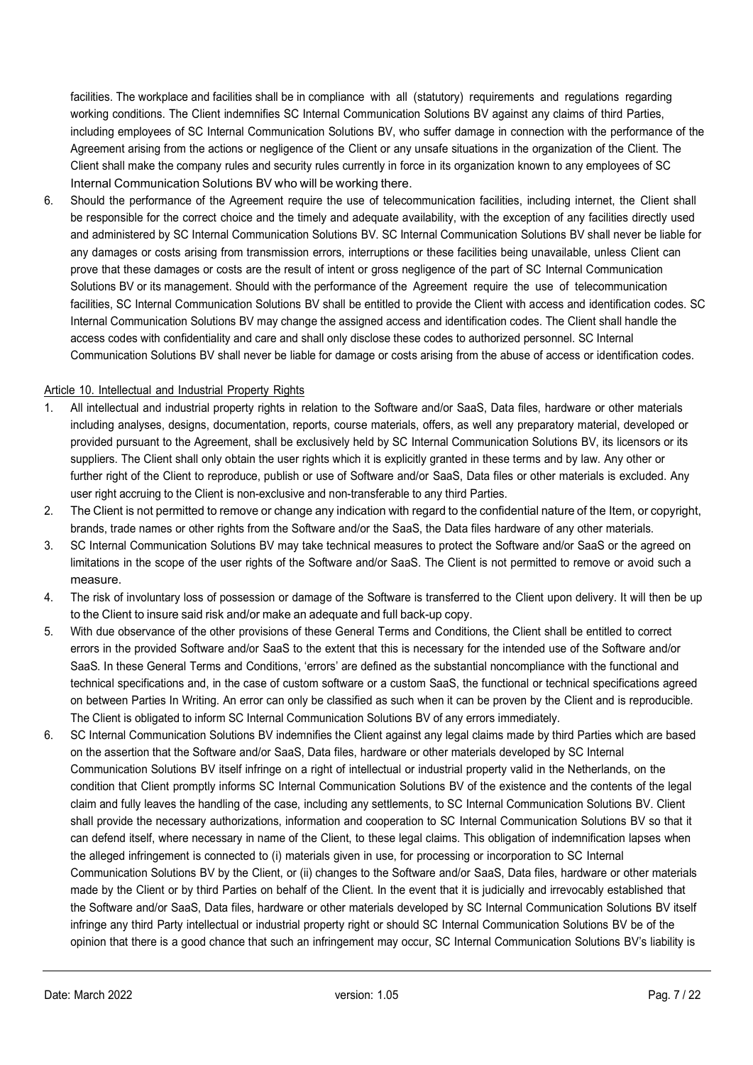facilities. The workplace and facilities shall be in compliance with all (statutory) requirements and regulations regarding working conditions. The Client indemnifies SC Internal Communication Solutions BV against any claims of third Parties, including employees of SC Internal Communication Solutions BV, who suffer damage in connection with the performance of the Agreement arising from the actions or negligence of the Client or any unsafe situations in the organization of the Client. The Client shall make the company rules and security rules currently in force in its organization known to any employees of SC Internal Communication Solutions BV who will be working there.

6. Should the performance of the Agreement require the use of telecommunication facilities, including internet, the Client shall be responsible for the correct choice and the timely and adequate availability, with the exception of any facilities directly used and administered by SC Internal Communication Solutions BV. SC Internal Communication Solutions BV shall never be liable for any damages or costs arising from transmission errors, interruptions or these facilities being unavailable, unless Client can prove that these damages or costs are the result of intent or gross negligence of the part of SC Internal Communication Solutions BV or its management. Should with the performance of the Agreement require the use of telecommunication facilities, SC Internal Communication Solutions BV shall be entitled to provide the Client with access and identification codes. SC Internal Communication Solutions BV may change the assigned access and identification codes. The Client shall handle the access codes with confidentiality and care and shall only disclose these codes to authorized personnel. SC Internal Communication Solutions BV shall never be liable for damage or costs arising from the abuse of access or identification codes.

Article 10. Intellectual and Industrial Property Rights

1. All intellectual and industrial property rights in relation to the Software and/or SaaS, Data files, hardware or other materials including analyses, designs, documentation, reports, course materials, offers, as well any preparatory material, developed or provided pursuant to the Agreement, shall be exclusively held by SC Internal Communication Solutions BV, its licensors or its suppliers. The Client shall only obtain the user rights which it is explicitly granted in these terms and by law. Any other or further right of the Client to reproduce, publish or use of Software and/or SaaS, Data files or other materials is excluded. Any user right accruing to the Client is non-exclusive and non-transferable to any third Parties.
2. The Client is not permitted to remove or change any indication with regard to the confidential nature of the Item, or copyright, brands, trade names or other rights from the Software and/or the SaaS, the Data files hardware of any other materials.
3. SC Internal Communication Solutions BV may take technical measures to protect the Software and/or SaaS or the agreed on limitations in the scope of the user rights of the Software and/or SaaS. The Client is not permitted to remove or avoid such a measure.
4. The risk of involuntary loss of possession or damage of the Software is transferred to the Client upon delivery. It will then be up to the Client to insure said risk and/or make an adequate and full back-up copy.
5. With due observance of the other provisions of these General Terms and Conditions, the Client shall be entitled to correct errors in the provided Software and/or SaaS to the extent that this is necessary for the intended use of the Software and/or SaaS. In these General Terms and Conditions, 'errors' are defined as the substantial noncompliance with the functional and technical specifications and, in the case of custom software or a custom SaaS, the functional or technical specifications agreed on between Parties In Writing. An error can only be classified as such when it can be proven by the Client and is reproducible. The Client is obligated to inform SC Internal Communication Solutions BV of any errors immediately.
6. SC Internal Communication Solutions BV indemnifies the Client against any legal claims made by third Parties which are based on the assertion that the Software and/or SaaS, Data files, hardware or other materials developed by SC Internal Communication Solutions BV itself infringe on a right of intellectual or industrial property valid in the Netherlands, on the condition that Client promptly informs SC Internal Communication Solutions BV of the existence and the contents of the legal claim and fully leaves the handling of the case, including any settlements, to SC Internal Communication Solutions BV. Client shall provide the necessary authorizations, information and cooperation to SC Internal Communication Solutions BV so that it can defend itself, where necessary in name of the Client, to these legal claims. This obligation of indemnification lapses when the alleged infringement is connected to (i) materials given in use, for processing or incorporation to SC Internal Communication Solutions BV by the Client, or (ii) changes to the Software and/or SaaS, Data files, hardware or other materials made by the Client or by third Parties on behalf of the Client. In the event that it is judicially and irrevocably established that the Software and/or SaaS, Data files, hardware or other materials developed by SC Internal Communication Solutions BV itself infringe any third Party intellectual or industrial property right or should SC Internal Communication Solutions BV be of the opinion that there is a good chance that such an infringement may occur, SC Internal Communication Solutions BV's liability is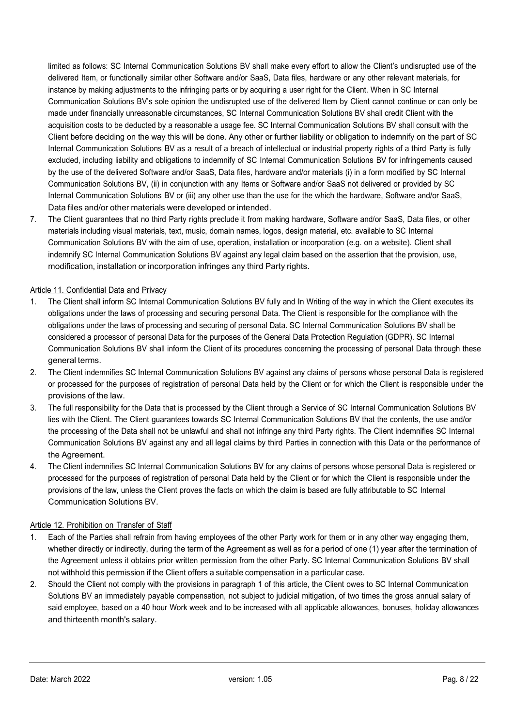limited as follows: SC Internal Communication Solutions BV shall make every effort to allow the Client's undisrupted use of the delivered Item, or functionally similar other Software and/or SaaS, Data files, hardware or any other relevant materials, for instance by making adjustments to the infringing parts or by acquiring a user right for the Client. When in SC Internal Communication Solutions BV's sole opinion the undisrupted use of the delivered Item by Client cannot continue or can only be made under financially unreasonable circumstances, SC Internal Communication Solutions BV shall credit Client with the acquisition costs to be deducted by a reasonable a usage fee. SC Internal Communication Solutions BV shall consult with the Client before deciding on the way this will be done. Any other or further liability or obligation to indemnify on the part of SC Internal Communication Solutions BV as a result of a breach of intellectual or industrial property rights of a third Party is fully excluded, including liability and obligations to indemnify of SC Internal Communication Solutions BV for infringements caused by the use of the delivered Software and/or SaaS, Data files, hardware and/or materials (i) in a form modified by SC Internal Communication Solutions BV, (ii) in conjunction with any Items or Software and/or SaaS not delivered or provided by SC Internal Communication Solutions BV or (iii) any other use than the use for the which the hardware, Software and/or SaaS, Data files and/or other materials were developed or intended.

7. The Client guarantees that no third Party rights preclude it from making hardware, Software and/or SaaS, Data files, or other materials including visual materials, text, music, domain names, logos, design material, etc. available to SC Internal Communication Solutions BV with the aim of use, operation, installation or incorporation (e.g. on a website). Client shall indemnify SC Internal Communication Solutions BV against any legal claim based on the assertion that the provision, use, modification, installation or incorporation infringes any third Party rights.

Article 11. Confidential Data and Privacy

1. The Client shall inform SC Internal Communication Solutions BV fully and In Writing of the way in which the Client executes its obligations under the laws of processing and securing personal Data. The Client is responsible for the compliance with the obligations under the laws of processing and securing of personal Data. SC Internal Communication Solutions BV shall be considered a processor of personal Data for the purposes of the General Data Protection Regulation (GDPR). SC Internal Communication Solutions BV shall inform the Client of its procedures concerning the processing of personal Data through these general terms.
2. The Client indemnifies SC Internal Communication Solutions BV against any claims of persons whose personal Data is registered or processed for the purposes of registration of personal Data held by the Client or for which the Client is responsible under the provisions of the law.
3. The full responsibility for the Data that is processed by the Client through a Service of SC Internal Communication Solutions BV lies with the Client. The Client guarantees towards SC Internal Communication Solutions BV that the contents, the use and/or the processing of the Data shall not be unlawful and shall not infringe any third Party rights. The Client indemnifies SC Internal Communication Solutions BV against any and all legal claims by third Parties in connection with this Data or the performance of the Agreement.
4. The Client indemnifies SC Internal Communication Solutions BV for any claims of persons whose personal Data is registered or processed for the purposes of registration of personal Data held by the Client or for which the Client is responsible under the provisions of the law, unless the Client proves the facts on which the claim is based are fully attributable to SC Internal Communication Solutions BV.

Article 12. Prohibition on Transfer of Staff

1. Each of the Parties shall refrain from having employees of the other Party work for them or in any other way engaging them, whether directly or indirectly, during the term of the Agreement as well as for a period of one (1) year after the termination of the Agreement unless it obtains prior written permission from the other Party. SC Internal Communication Solutions BV shall not withhold this permission if the Client offers a suitable compensation in a particular case.
2. Should the Client not comply with the provisions in paragraph 1 of this article, the Client owes to SC Internal Communication Solutions BV an immediately payable compensation, not subject to judicial mitigation, of two times the gross annual salary of said employee, based on a 40 hour Work week and to be increased with all applicable allowances, bonuses, holiday allowances and thirteenth month's salary.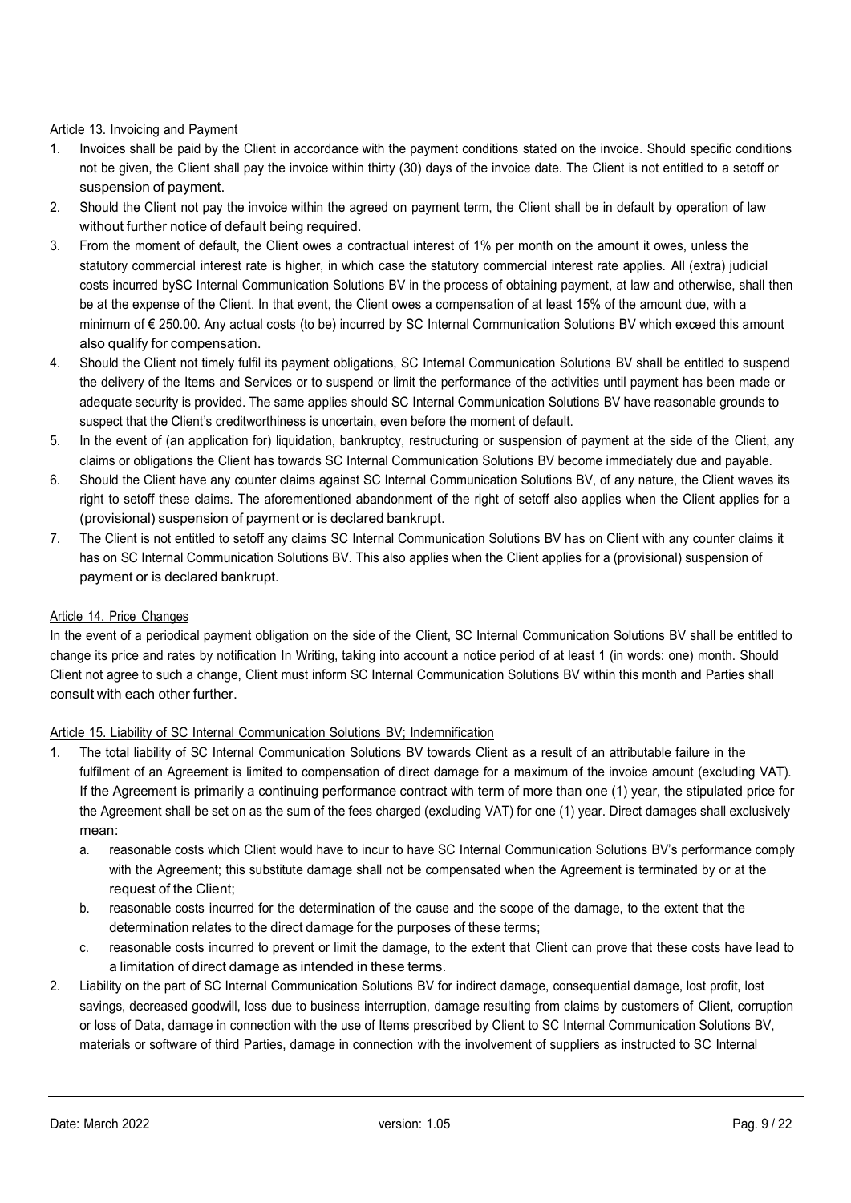Article 13. Invoicing and Payment

1. Invoices shall be paid by the Client in accordance with the payment conditions stated on the invoice. Should specific conditions not be given, the Client shall pay the invoice within thirty (30) days of the invoice date. The Client is not entitled to a setoff or suspension of payment.
2. Should the Client not pay the invoice within the agreed on payment term, the Client shall be in default by operation of law without further notice of default being required.
3. From the moment of default, the Client owes a contractual interest of 1% per month on the amount it owes, unless the statutory commercial interest rate is higher, in which case the statutory commercial interest rate applies. All (extra) judicial costs incurred bySC Internal Communication Solutions BV in the process of obtaining payment, at law and otherwise, shall then be at the expense of the Client. In that event, the Client owes a compensation of at least 15% of the amount due, with a minimum of € 250.00. Any actual costs (to be) incurred by SC Internal Communication Solutions BV which exceed this amount also qualify for compensation.
4. Should the Client not timely fulfil its payment obligations, SC Internal Communication Solutions BV shall be entitled to suspend the delivery of the Items and Services or to suspend or limit the performance of the activities until payment has been made or adequate security is provided. The same applies should SC Internal Communication Solutions BV have reasonable grounds to suspect that the Client's creditworthiness is uncertain, even before the moment of default.
5. In the event of (an application for) liquidation, bankruptcy, restructuring or suspension of payment at the side of the Client, any claims or obligations the Client has towards SC Internal Communication Solutions BV become immediately due and payable.
6. Should the Client have any counter claims against SC Internal Communication Solutions BV, of any nature, the Client waves its right to setoff these claims. The aforementioned abandonment of the right of setoff also applies when the Client applies for a (provisional) suspension of payment or is declared bankrupt.
7. The Client is not entitled to setoff any claims SC Internal Communication Solutions BV has on Client with any counter claims it has on SC Internal Communication Solutions BV. This also applies when the Client applies for a (provisional) suspension of payment or is declared bankrupt.

Article 14. Price Changes

In the event of a periodical payment obligation on the side of the Client, SC Internal Communication Solutions BV shall be entitled to change its price and rates by notification In Writing, taking into account a notice period of at least 1 (in words: one) month. Should Client not agree to such a change, Client must inform SC Internal Communication Solutions BV within this month and Parties shall consult with each other further.

Article 15. Liability of SC Internal Communication Solutions BV; Indemnification

1. The total liability of SC Internal Communication Solutions BV towards Client as a result of an attributable failure in the fulfilment of an Agreement is limited to compensation of direct damage for a maximum of the invoice amount (excluding VAT). If the Agreement is primarily a continuing performance contract with term of more than one (1) year, the stipulated price for the Agreement shall be set on as the sum of the fees charged (excluding VAT) for one (1) year. Direct damages shall exclusively mean:
   a. reasonable costs which Client would have to incur to have SC Internal Communication Solutions BV's performance comply with the Agreement; this substitute damage shall not be compensated when the Agreement is terminated by or at the request of the Client;
   b. reasonable costs incurred for the determination of the cause and the scope of the damage, to the extent that the determination relates to the direct damage for the purposes of these terms;
   c. reasonable costs incurred to prevent or limit the damage, to the extent that Client can prove that these costs have lead to a limitation of direct damage as intended in these terms.
2. Liability on the part of SC Internal Communication Solutions BV for indirect damage, consequential damage, lost profit, lost savings, decreased goodwill, loss due to business interruption, damage resulting from claims by customers of Client, corruption or loss of Data, damage in connection with the use of Items prescribed by Client to SC Internal Communication Solutions BV, materials or software of third Parties, damage in connection with the involvement of suppliers as instructed to SC Internal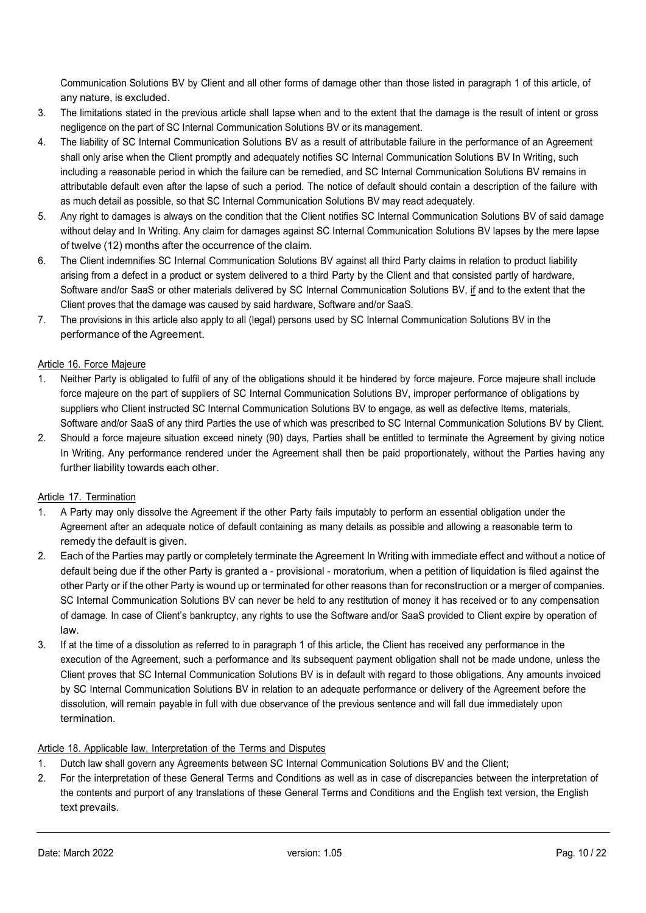Communication Solutions BV by Client and all other forms of damage other than those listed in paragraph 1 of this article, of any nature, is excluded.

3. The limitations stated in the previous article shall lapse when and to the extent that the damage is the result of intent or gross negligence on the part of SC Internal Communication Solutions BV or its management.
4. The liability of SC Internal Communication Solutions BV as a result of attributable failure in the performance of an Agreement shall only arise when the Client promptly and adequately notifies SC Internal Communication Solutions BV In Writing, such including a reasonable period in which the failure can be remedied, and SC Internal Communication Solutions BV remains in attributable default even after the lapse of such a period. The notice of default should contain a description of the failure with as much detail as possible, so that SC Internal Communication Solutions BV may react adequately.
5. Any right to damages is always on the condition that the Client notifies SC Internal Communication Solutions BV of said damage without delay and In Writing. Any claim for damages against SC Internal Communication Solutions BV lapses by the mere lapse of twelve (12) months after the occurrence of the claim.
6. The Client indemnifies SC Internal Communication Solutions BV against all third Party claims in relation to product liability arising from a defect in a product or system delivered to a third Party by the Client and that consisted partly of hardware, Software and/or SaaS or other materials delivered by SC Internal Communication Solutions BV, if and to the extent that the Client proves that the damage was caused by said hardware, Software and/or SaaS.
7. The provisions in this article also apply to all (legal) persons used by SC Internal Communication Solutions BV in the performance of the Agreement.

## Article 16. Force Majeure

1. Neither Party is obligated to fulfil of any of the obligations should it be hindered by force majeure. Force majeure shall include force majeure on the part of suppliers of SC Internal Communication Solutions BV, improper performance of obligations by suppliers who Client instructed SC Internal Communication Solutions BV to engage, as well as defective Items, materials, Software and/or SaaS of any third Parties the use of which was prescribed to SC Internal Communication Solutions BV by Client.
2. Should a force majeure situation exceed ninety (90) days, Parties shall be entitled to terminate the Agreement by giving notice In Writing. Any performance rendered under the Agreement shall then be paid proportionately, without the Parties having any further liability towards each other.

## Article 17. Termination

1. A Party may only dissolve the Agreement if the other Party fails imputably to perform an essential obligation under the Agreement after an adequate notice of default containing as many details as possible and allowing a reasonable term to remedy the default is given.
2. Each of the Parties may partly or completely terminate the Agreement In Writing with immediate effect and without a notice of default being due if the other Party is granted a - provisional - moratorium, when a petition of liquidation is filed against the other Party or if the other Party is wound up or terminated for other reasons than for reconstruction or a merger of companies. SC Internal Communication Solutions BV can never be held to any restitution of money it has received or to any compensation of damage. In case of Client's bankruptcy, any rights to use the Software and/or SaaS provided to Client expire by operation of law.
3. If at the time of a dissolution as referred to in paragraph 1 of this article, the Client has received any performance in the execution of the Agreement, such a performance and its subsequent payment obligation shall not be made undone, unless the Client proves that SC Internal Communication Solutions BV is in default with regard to those obligations. Any amounts invoiced by SC Internal Communication Solutions BV in relation to an adequate performance or delivery of the Agreement before the dissolution, will remain payable in full with due observance of the previous sentence and will fall due immediately upon termination.

## Article 18. Applicable law, Interpretation of the Terms and Disputes

1. Dutch law shall govern any Agreements between SC Internal Communication Solutions BV and the Client;
2. For the interpretation of these General Terms and Conditions as well as in case of discrepancies between the interpretation of the contents and purport of any translations of these General Terms and Conditions and the English text version, the English text prevails.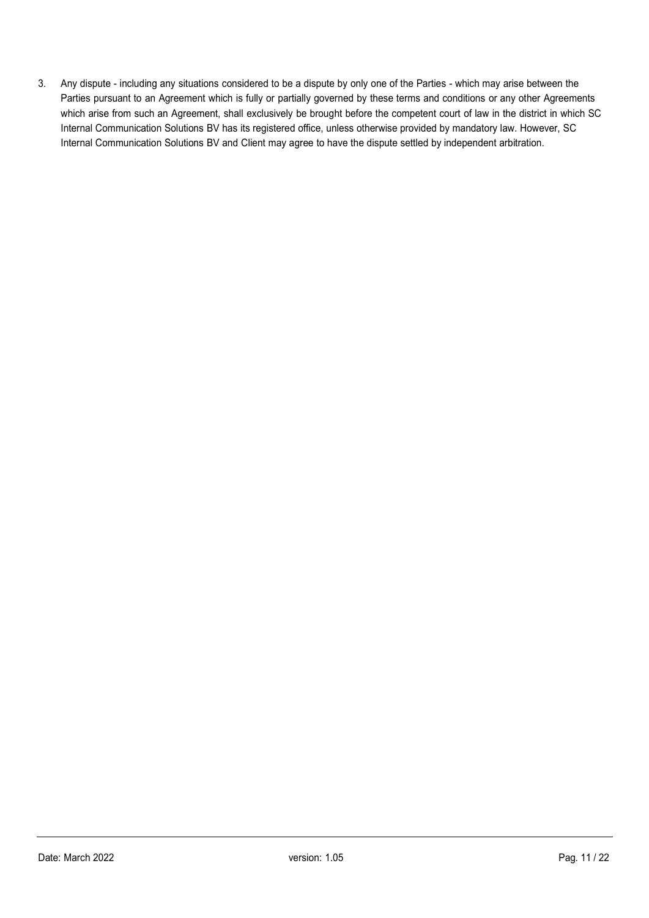3. Any dispute - including any situations considered to be a dispute by only one of the Parties - which may arise between the Parties pursuant to an Agreement which is fully or partially governed by these terms and conditions or any other Agreements which arise from such an Agreement, shall exclusively be brought before the competent court of law in the district in which SC Internal Communication Solutions BV has its registered office, unless otherwise provided by mandatory law. However, SC Internal Communication Solutions BV and Client may agree to have the dispute settled by independent arbitration.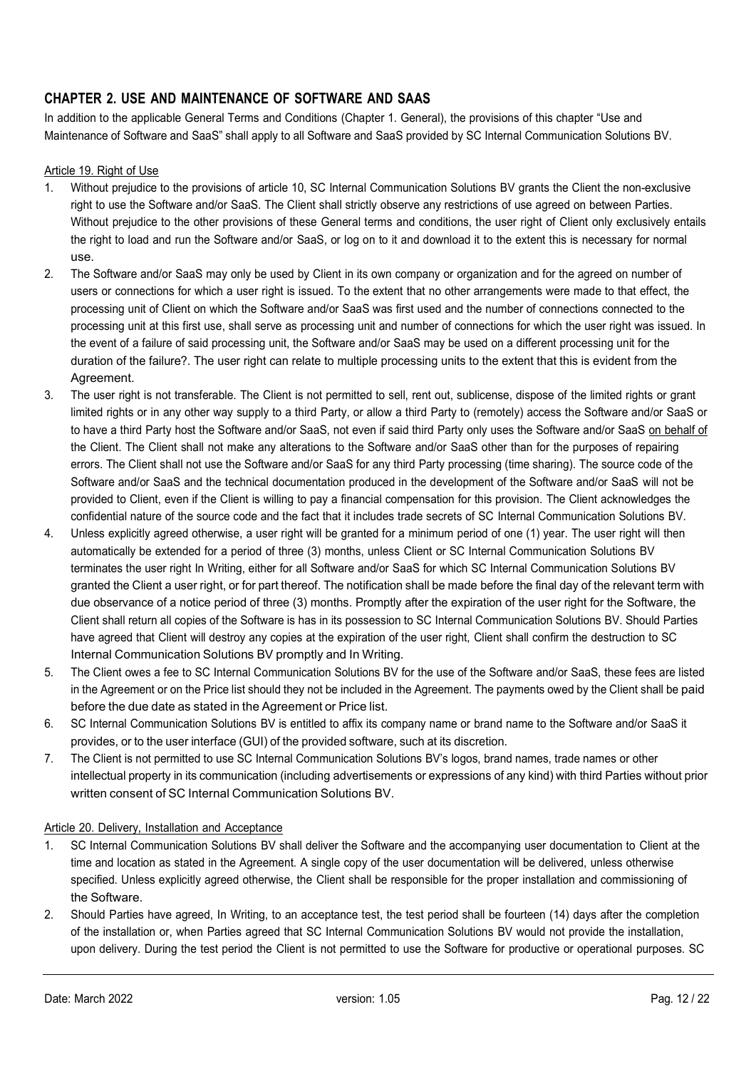## CHAPTER 2. USE AND MAINTENANCE OF SOFTWARE AND SAAS

In addition to the applicable General Terms and Conditions (Chapter 1. General), the provisions of this chapter "Use and Maintenance of Software and SaaS" shall apply to all Software and SaaS provided by SC Internal Communication Solutions BV.

Article 19. Right of Use

1. Without prejudice to the provisions of article 10, SC Internal Communication Solutions BV grants the Client the non-exclusive right to use the Software and/or SaaS. The Client shall strictly observe any restrictions of use agreed on between Parties. Without prejudice to the other provisions of these General terms and conditions, the user right of Client only exclusively entails the right to load and run the Software and/or SaaS, or log on to it and download it to the extent this is necessary for normal use.
2. The Software and/or SaaS may only be used by Client in its own company or organization and for the agreed on number of users or connections for which a user right is issued. To the extent that no other arrangements were made to that effect, the processing unit of Client on which the Software and/or SaaS was first used and the number of connections connected to the processing unit at this first use, shall serve as processing unit and number of connections for which the user right was issued. In the event of a failure of said processing unit, the Software and/or SaaS may be used on a different processing unit for the duration of the failure?. The user right can relate to multiple processing units to the extent that this is evident from the Agreement.
3. The user right is not transferable. The Client is not permitted to sell, rent out, sublicense, dispose of the limited rights or grant limited rights or in any other way supply to a third Party, or allow a third Party to (remotely) access the Software and/or SaaS or to have a third Party host the Software and/or SaaS, not even if said third Party only uses the Software and/or SaaS on behalf of the Client. The Client shall not make any alterations to the Software and/or SaaS other than for the purposes of repairing errors. The Client shall not use the Software and/or SaaS for any third Party processing (time sharing). The source code of the Software and/or SaaS and the technical documentation produced in the development of the Software and/or SaaS will not be provided to Client, even if the Client is willing to pay a financial compensation for this provision. The Client acknowledges the confidential nature of the source code and the fact that it includes trade secrets of SC Internal Communication Solutions BV.
4. Unless explicitly agreed otherwise, a user right will be granted for a minimum period of one (1) year. The user right will then automatically be extended for a period of three (3) months, unless Client or SC Internal Communication Solutions BV terminates the user right In Writing, either for all Software and/or SaaS for which SC Internal Communication Solutions BV granted the Client a user right, or for part thereof. The notification shall be made before the final day of the relevant term with due observance of a notice period of three (3) months. Promptly after the expiration of the user right for the Software, the Client shall return all copies of the Software is has in its possession to SC Internal Communication Solutions BV. Should Parties have agreed that Client will destroy any copies at the expiration of the user right, Client shall confirm the destruction to SC Internal Communication Solutions BV promptly and In Writing.
5. The Client owes a fee to SC Internal Communication Solutions BV for the use of the Software and/or SaaS, these fees are listed in the Agreement or on the Price list should they not be included in the Agreement. The payments owed by the Client shall be paid before the due date as stated in the Agreement or Price list.
6. SC Internal Communication Solutions BV is entitled to affix its company name or brand name to the Software and/or SaaS it provides, or to the user interface (GUI) of the provided software, such at its discretion.
7. The Client is not permitted to use SC Internal Communication Solutions BV's logos, brand names, trade names or other intellectual property in its communication (including advertisements or expressions of any kind) with third Parties without prior written consent of SC Internal Communication Solutions BV.

Article 20. Delivery, Installation and Acceptance

1. SC Internal Communication Solutions BV shall deliver the Software and the accompanying user documentation to Client at the time and location as stated in the Agreement. A single copy of the user documentation will be delivered, unless otherwise specified. Unless explicitly agreed otherwise, the Client shall be responsible for the proper installation and commissioning of the Software.
2. Should Parties have agreed, In Writing, to an acceptance test, the test period shall be fourteen (14) days after the completion of the installation or, when Parties agreed that SC Internal Communication Solutions BV would not provide the installation, upon delivery. During the test period the Client is not permitted to use the Software for productive or operational purposes. SC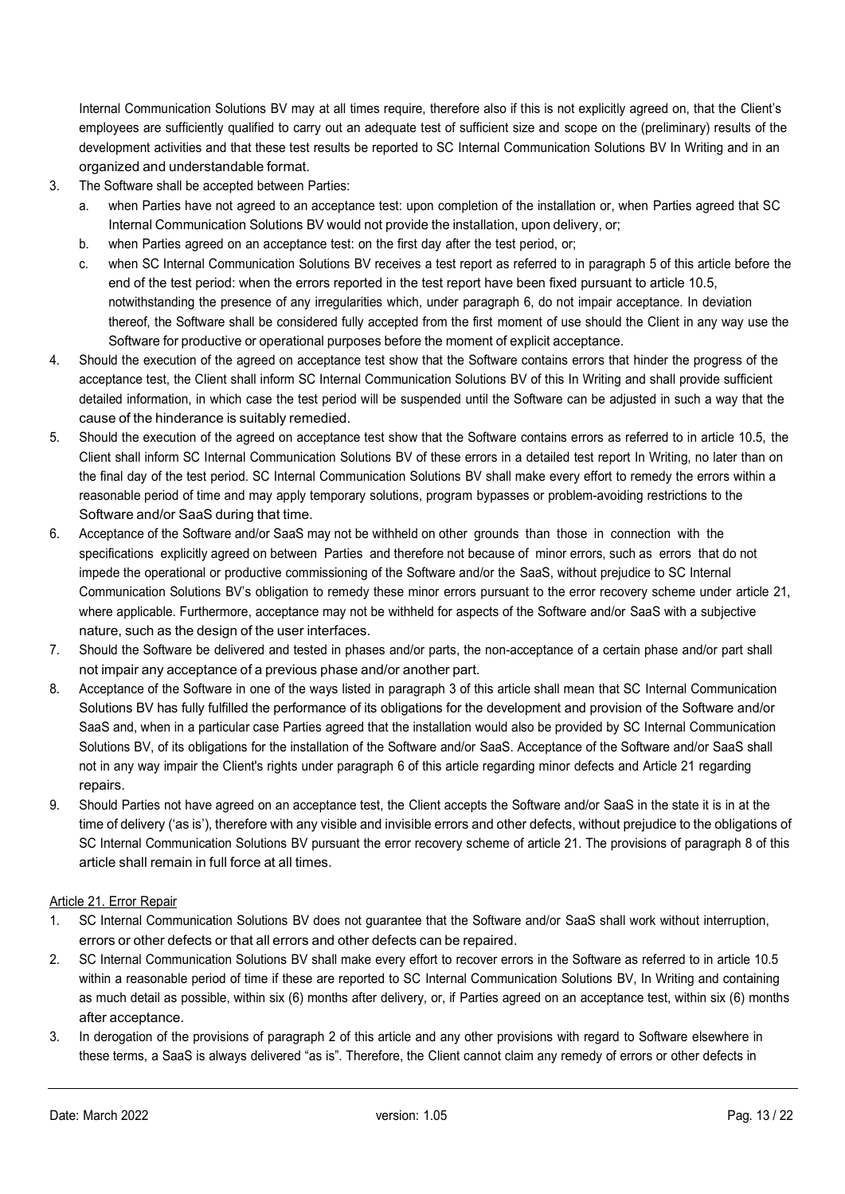Internal Communication Solutions BV may at all times require, therefore also if this is not explicitly agreed on, that the Client's employees are sufficiently qualified to carry out an adequate test of sufficient size and scope on the (preliminary) results of the development activities and that these test results be reported to SC Internal Communication Solutions BV In Writing and in an organized and understandable format.

3. The Software shall be accepted between Parties:
   a. when Parties have not agreed to an acceptance test: upon completion of the installation or, when Parties agreed that SC Internal Communication Solutions BV would not provide the installation, upon delivery, or;
   b. when Parties agreed on an acceptance test: on the first day after the test period, or;
   c. when SC Internal Communication Solutions BV receives a test report as referred to in paragraph 5 of this article before the end of the test period: when the errors reported in the test report have been fixed pursuant to article 10.5, notwithstanding the presence of any irregularities which, under paragraph 6, do not impair acceptance. In deviation thereof, the Software shall be considered fully accepted from the first moment of use should the Client in any way use the Software for productive or operational purposes before the moment of explicit acceptance.
4. Should the execution of the agreed on acceptance test show that the Software contains errors that hinder the progress of the acceptance test, the Client shall inform SC Internal Communication Solutions BV of this In Writing and shall provide sufficient detailed information, in which case the test period will be suspended until the Software can be adjusted in such a way that the cause of the hinderance is suitably remedied.
5. Should the execution of the agreed on acceptance test show that the Software contains errors as referred to in article 10.5, the Client shall inform SC Internal Communication Solutions BV of these errors in a detailed test report In Writing, no later than on the final day of the test period. SC Internal Communication Solutions BV shall make every effort to remedy the errors within a reasonable period of time and may apply temporary solutions, program bypasses or problem-avoiding restrictions to the Software and/or SaaS during that time.
6. Acceptance of the Software and/or SaaS may not be withheld on other grounds than those in connection with the specifications explicitly agreed on between Parties and therefore not because of minor errors, such as errors that do not impede the operational or productive commissioning of the Software and/or the SaaS, without prejudice to SC Internal Communication Solutions BV's obligation to remedy these minor errors pursuant to the error recovery scheme under article 21, where applicable. Furthermore, acceptance may not be withheld for aspects of the Software and/or SaaS with a subjective nature, such as the design of the user interfaces.
7. Should the Software be delivered and tested in phases and/or parts, the non-acceptance of a certain phase and/or part shall not impair any acceptance of a previous phase and/or another part.
8. Acceptance of the Software in one of the ways listed in paragraph 3 of this article shall mean that SC Internal Communication Solutions BV has fully fulfilled the performance of its obligations for the development and provision of the Software and/or SaaS and, when in a particular case Parties agreed that the installation would also be provided by SC Internal Communication Solutions BV, of its obligations for the installation of the Software and/or SaaS. Acceptance of the Software and/or SaaS shall not in any way impair the Client's rights under paragraph 6 of this article regarding minor defects and Article 21 regarding repairs.
9. Should Parties not have agreed on an acceptance test, the Client accepts the Software and/or SaaS in the state it is in at the time of delivery ('as is'), therefore with any visible and invisible errors and other defects, without prejudice to the obligations of SC Internal Communication Solutions BV pursuant the error recovery scheme of article 21. The provisions of paragraph 8 of this article shall remain in full force at all times.

Article 21. Error Repair

1. SC Internal Communication Solutions BV does not guarantee that the Software and/or SaaS shall work without interruption, errors or other defects or that all errors and other defects can be repaired.
2. SC Internal Communication Solutions BV shall make every effort to recover errors in the Software as referred to in article 10.5 within a reasonable period of time if these are reported to SC Internal Communication Solutions BV, In Writing and containing as much detail as possible, within six (6) months after delivery, or, if Parties agreed on an acceptance test, within six (6) months after acceptance.
3. In derogation of the provisions of paragraph 2 of this article and any other provisions with regard to Software elsewhere in these terms, a SaaS is always delivered "as is". Therefore, the Client cannot claim any remedy of errors or other defects in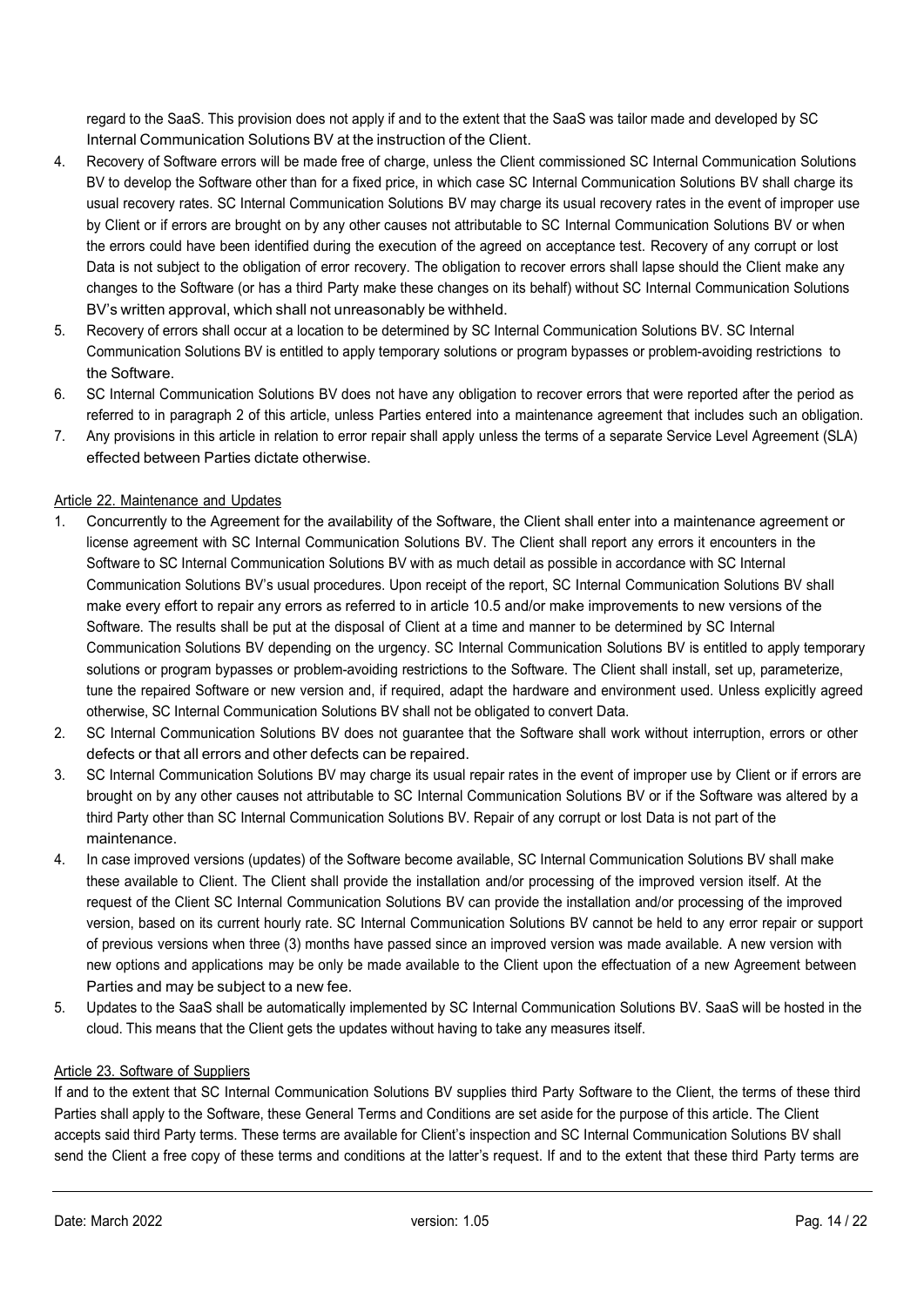regard to the SaaS. This provision does not apply if and to the extent that the SaaS was tailor made and developed by SC Internal Communication Solutions BV at the instruction of the Client.

4. Recovery of Software errors will be made free of charge, unless the Client commissioned SC Internal Communication Solutions BV to develop the Software other than for a fixed price, in which case SC Internal Communication Solutions BV shall charge its usual recovery rates. SC Internal Communication Solutions BV may charge its usual recovery rates in the event of improper use by Client or if errors are brought on by any other causes not attributable to SC Internal Communication Solutions BV or when the errors could have been identified during the execution of the agreed on acceptance test. Recovery of any corrupt or lost Data is not subject to the obligation of error recovery. The obligation to recover errors shall lapse should the Client make any changes to the Software (or has a third Party make these changes on its behalf) without SC Internal Communication Solutions BV's written approval, which shall not unreasonably be withheld.
5. Recovery of errors shall occur at a location to be determined by SC Internal Communication Solutions BV. SC Internal Communication Solutions BV is entitled to apply temporary solutions or program bypasses or problem-avoiding restrictions to the Software.
6. SC Internal Communication Solutions BV does not have any obligation to recover errors that were reported after the period as referred to in paragraph 2 of this article, unless Parties entered into a maintenance agreement that includes such an obligation.
7. Any provisions in this article in relation to error repair shall apply unless the terms of a separate Service Level Agreement (SLA) effected between Parties dictate otherwise.

Article 22. Maintenance and Updates

1. Concurrently to the Agreement for the availability of the Software, the Client shall enter into a maintenance agreement or license agreement with SC Internal Communication Solutions BV. The Client shall report any errors it encounters in the Software to SC Internal Communication Solutions BV with as much detail as possible in accordance with SC Internal Communication Solutions BV's usual procedures. Upon receipt of the report, SC Internal Communication Solutions BV shall make every effort to repair any errors as referred to in article 10.5 and/or make improvements to new versions of the Software. The results shall be put at the disposal of Client at a time and manner to be determined by SC Internal Communication Solutions BV depending on the urgency. SC Internal Communication Solutions BV is entitled to apply temporary solutions or program bypasses or problem-avoiding restrictions to the Software. The Client shall install, set up, parameterize, tune the repaired Software or new version and, if required, adapt the hardware and environment used. Unless explicitly agreed otherwise, SC Internal Communication Solutions BV shall not be obligated to convert Data.
2. SC Internal Communication Solutions BV does not guarantee that the Software shall work without interruption, errors or other defects or that all errors and other defects can be repaired.
3. SC Internal Communication Solutions BV may charge its usual repair rates in the event of improper use by Client or if errors are brought on by any other causes not attributable to SC Internal Communication Solutions BV or if the Software was altered by a third Party other than SC Internal Communication Solutions BV. Repair of any corrupt or lost Data is not part of the maintenance.
4. In case improved versions (updates) of the Software become available, SC Internal Communication Solutions BV shall make these available to Client. The Client shall provide the installation and/or processing of the improved version itself. At the request of the Client SC Internal Communication Solutions BV can provide the installation and/or processing of the improved version, based on its current hourly rate. SC Internal Communication Solutions BV cannot be held to any error repair or support of previous versions when three (3) months have passed since an improved version was made available. A new version with new options and applications may be only be made available to the Client upon the effectuation of a new Agreement between Parties and may be subject to a new fee.
5. Updates to the SaaS shall be automatically implemented by SC Internal Communication Solutions BV. SaaS will be hosted in the cloud. This means that the Client gets the updates without having to take any measures itself.

Article 23. Software of Suppliers

If and to the extent that SC Internal Communication Solutions BV supplies third Party Software to the Client, the terms of these third Parties shall apply to the Software, these General Terms and Conditions are set aside for the purpose of this article. The Client accepts said third Party terms. These terms are available for Client's inspection and SC Internal Communication Solutions BV shall send the Client a free copy of these terms and conditions at the latter's request. If and to the extent that these third Party terms are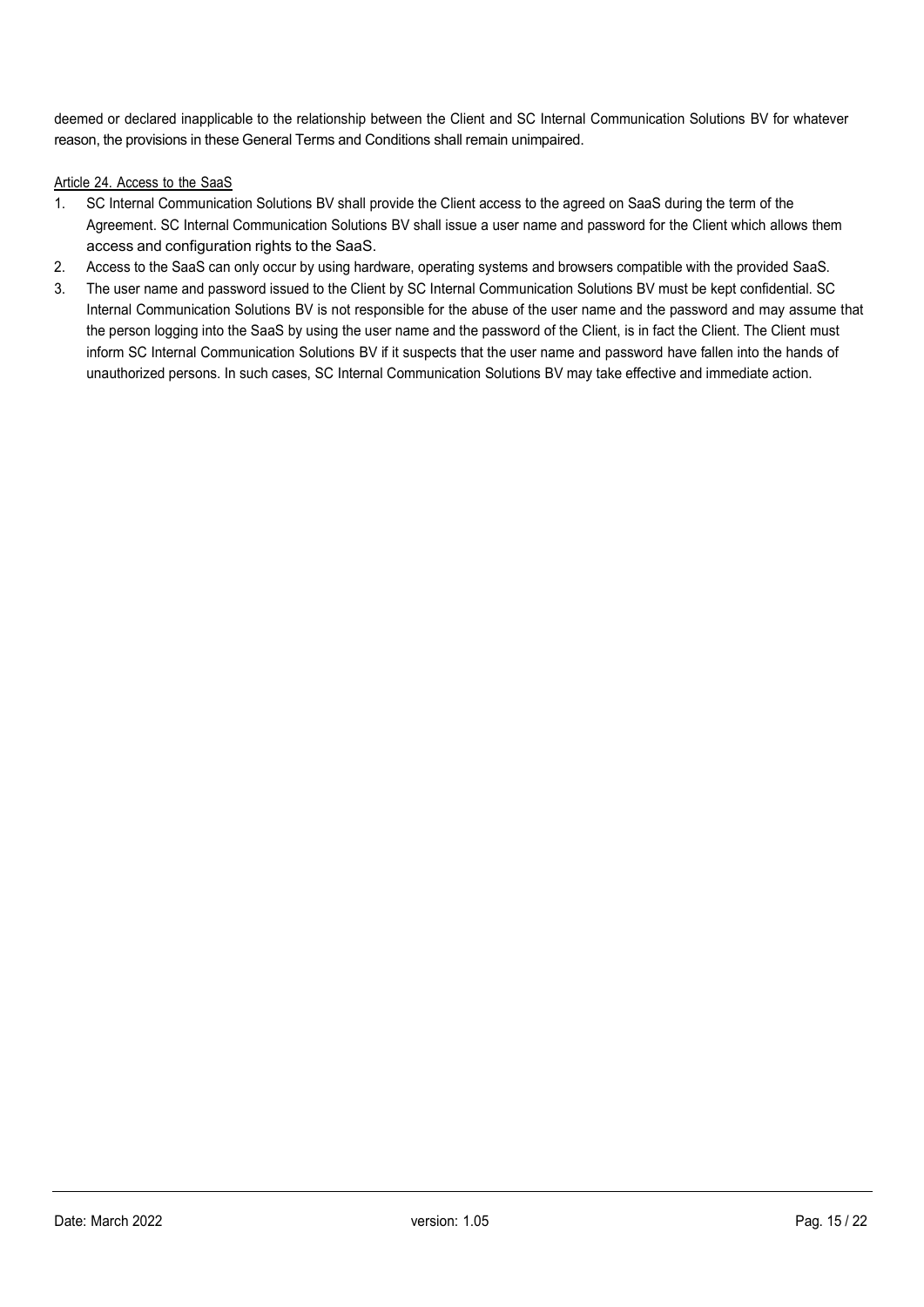deemed or declared inapplicable to the relationship between the Client and SC Internal Communication Solutions BV for whatever reason, the provisions in these General Terms and Conditions shall remain unimpaired.

### Article 24. Access to the SaaS

1. SC Internal Communication Solutions BV shall provide the Client access to the agreed on SaaS during the term of the Agreement. SC Internal Communication Solutions BV shall issue a user name and password for the Client which allows them access and configuration rights to the SaaS.
2. Access to the SaaS can only occur by using hardware, operating systems and browsers compatible with the provided SaaS.
3. The user name and password issued to the Client by SC Internal Communication Solutions BV must be kept confidential. SC Internal Communication Solutions BV is not responsible for the abuse of the user name and the password and may assume that the person logging into the SaaS by using the user name and the password of the Client, is in fact the Client. The Client must inform SC Internal Communication Solutions BV if it suspects that the user name and password have fallen into the hands of unauthorized persons. In such cases, SC Internal Communication Solutions BV may take effective and immediate action.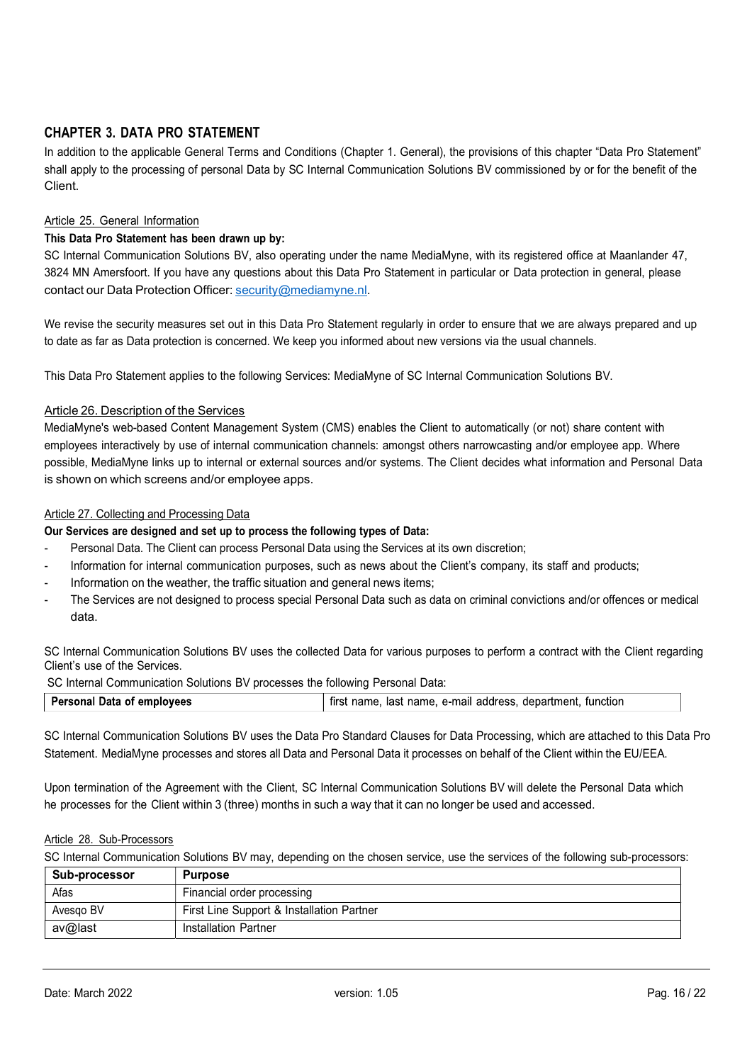## CHAPTER 3. DATA PRO STATEMENT

In addition to the applicable General Terms and Conditions (Chapter 1. General), the provisions of this chapter “Data Pro Statement” shall apply to the processing of personal Data by SC Internal Communication Solutions BV commissioned by or for the benefit of the Client.

### Article 25. General Information

**This Data Pro Statement has been drawn up by:**

SC Internal Communication Solutions BV, also operating under the name MediaMyne, with its registered office at Maanlander 47, 3824 MN Amersfoort. If you have any questions about this Data Pro Statement in particular or Data protection in general, please contact our Data Protection Officer: security@mediamyne.nl.

We revise the security measures set out in this Data Pro Statement regularly in order to ensure that we are always prepared and up to date as far as Data protection is concerned. We keep you informed about new versions via the usual channels.

This Data Pro Statement applies to the following Services: MediaMyne of SC Internal Communication Solutions BV.

### Article 26. Description of the Services

MediaMyne's web-based Content Management System (CMS) enables the Client to automatically (or not) share content with employees interactively by use of internal communication channels: amongst others narrowcasting and/or employee app. Where possible, MediaMyne links up to internal or external sources and/or systems. The Client decides what information and Personal Data is shown on which screens and/or employee apps.

### Article 27. Collecting and Processing Data

**Our Services are designed and set up to process the following types of Data:**

- Personal Data. The Client can process Personal Data using the Services at its own discretion;
- Information for internal communication purposes, such as news about the Client’s company, its staff and products;
- Information on the weather, the traffic situation and general news items;
- The Services are not designed to process special Personal Data such as data on criminal convictions and/or offences or medical data.

SC Internal Communication Solutions BV uses the collected Data for various purposes to perform a contract with the Client regarding Client’s use of the Services.

SC Internal Communication Solutions BV processes the following Personal Data:

| Personal Data of employees | first name, last name, e-mail address, department, function |
|---|---|

SC Internal Communication Solutions BV uses the Data Pro Standard Clauses for Data Processing, which are attached to this Data Pro Statement. MediaMyne processes and stores all Data and Personal Data it processes on behalf of the Client within the EU/EEA.

Upon termination of the Agreement with the Client, SC Internal Communication Solutions BV will delete the Personal Data which he processes for the Client within 3 (three) months in such a way that it can no longer be used and accessed.

### Article 28. Sub-Processors

SC Internal Communication Solutions BV may, depending on the chosen service, use the services of the following sub-processors:

| Sub-processor | Purpose |
|---|---|
| Afas | Financial order processing |
| Avesqo BV | First Line Support & Installation Partner |
| av@last | Installation Partner |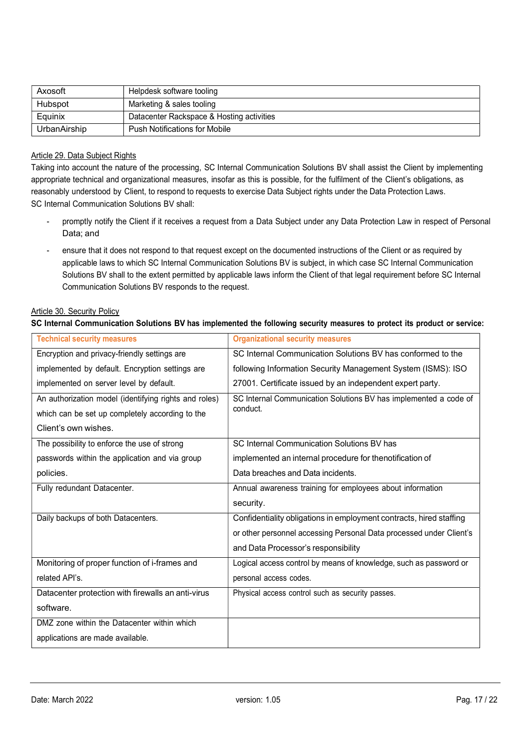| Axosoft | Helpdesk software tooling |
|---|---|
| Hubspot | Marketing & sales tooling |
| Equinix | Datacenter Rackspace & Hosting activities |
| UrbanAirship | Push Notifications for Mobile |

Article 29. Data Subject Rights

Taking into account the nature of the processing, SC Internal Communication Solutions BV shall assist the Client by implementing appropriate technical and organizational measures, insofar as this is possible, for the fulfilment of the Client's obligations, as reasonably understood by Client, to respond to requests to exercise Data Subject rights under the Data Protection Laws.
SC Internal Communication Solutions BV shall:

- promptly notify the Client if it receives a request from a Data Subject under any Data Protection Law in respect of Personal Data; and
- ensure that it does not respond to that request except on the documented instructions of the Client or as required by applicable laws to which SC Internal Communication Solutions BV is subject, in which case SC Internal Communication Solutions BV shall to the extent permitted by applicable laws inform the Client of that legal requirement before SC Internal Communication Solutions BV responds to the request.

Article 30. Security Policy

**SC Internal Communication Solutions BV has implemented the following security measures to protect its product or service:**

| Technical security measures | Organizational security measures |
|---|---|
| Encryption and privacy-friendly settings are implemented by default. Encryption settings are implemented on server level by default. | SC Internal Communication Solutions BV has conformed to the following Information Security Management System (ISMS): ISO 27001. Certificate issued by an independent expert party. |
| An authorization model (identifying rights and roles) which can be set up completely according to the Client's own wishes. | SC Internal Communication Solutions BV has implemented a code of conduct. |
| The possibility to enforce the use of strong passwords within the application and via group policies. | SC Internal Communication Solutions BV has implemented an internal procedure for thenotification of Data breaches and Data incidents. |
| Fully redundant Datacenter. | Annual awareness training for employees about information security. |
| Daily backups of both Datacenters. | Confidentiality obligations in employment contracts, hired staffing or other personnel accessing Personal Data processed under Client's and Data Processor's responsibility |
| Monitoring of proper function of i-frames and related API's. | Logical access control by means of knowledge, such as password or personal access codes. |
| Datacenter protection with firewalls an anti-virus software. | Physical access control such as security passes. |
| DMZ zone within the Datacenter within which applications are made available. | |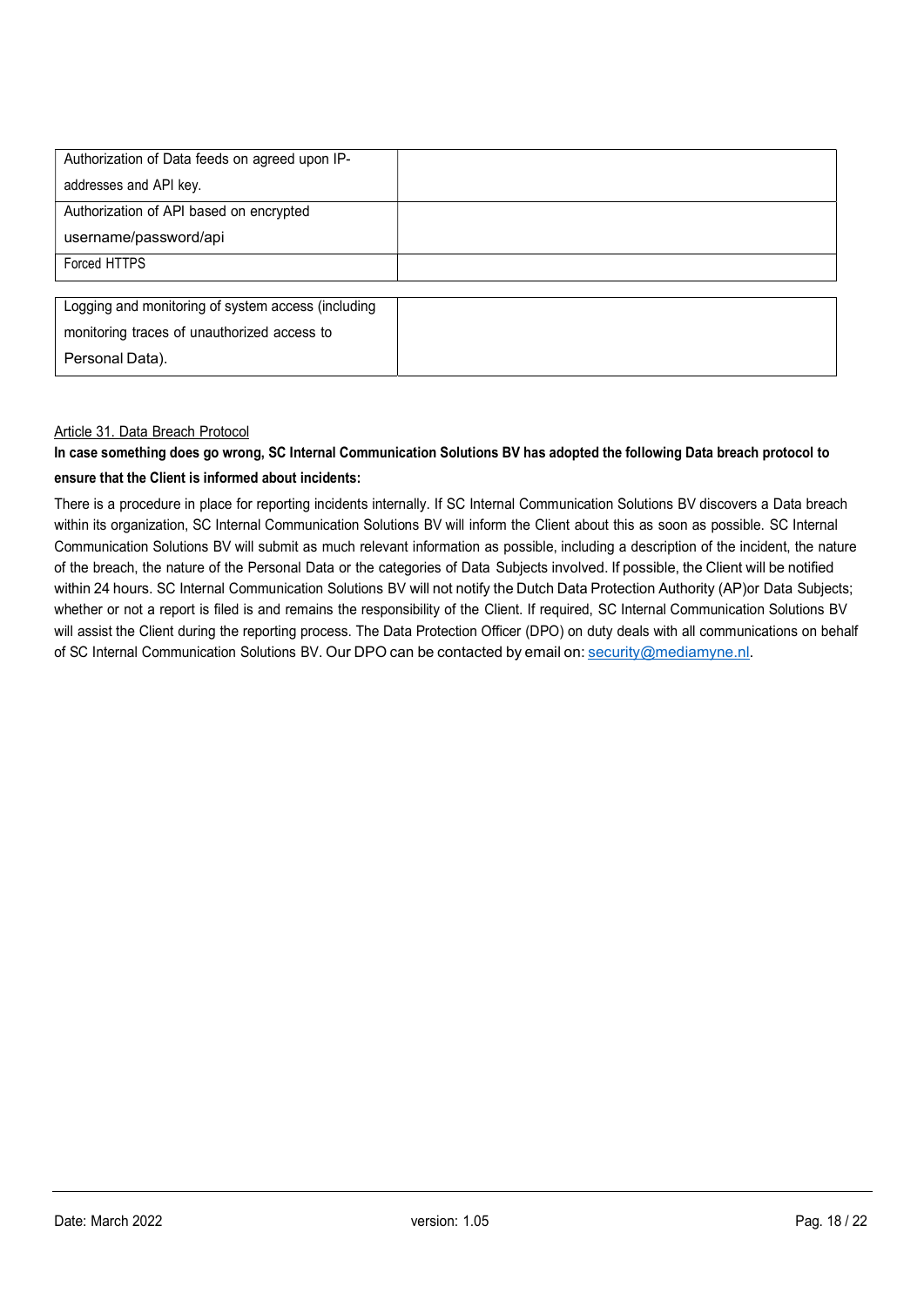| | |
|---|---|
| Authorization of Data feeds on agreed upon IP-addresses and API key. | |
| Authorization of API based on encrypted username/password/api | |
| Forced HTTPS | |
| Logging and monitoring of system access (including monitoring traces of unauthorized access to Personal Data). | |

Article 31. Data Breach Protocol

**In case something does go wrong, SC Internal Communication Solutions BV has adopted the following Data breach protocol to ensure that the Client is informed about incidents:**

There is a procedure in place for reporting incidents internally. If SC Internal Communication Solutions BV discovers a Data breach within its organization, SC Internal Communication Solutions BV will inform the Client about this as soon as possible. SC Internal Communication Solutions BV will submit as much relevant information as possible, including a description of the incident, the nature of the breach, the nature of the Personal Data or the categories of Data Subjects involved. If possible, the Client will be notified within 24 hours. SC Internal Communication Solutions BV will not notify the Dutch Data Protection Authority (AP)or Data Subjects; whether or not a report is filed is and remains the responsibility of the Client. If required, SC Internal Communication Solutions BV will assist the Client during the reporting process. The Data Protection Officer (DPO) on duty deals with all communications on behalf of SC Internal Communication Solutions BV. Our DPO can be contacted by email on: security@mediamyne.nl.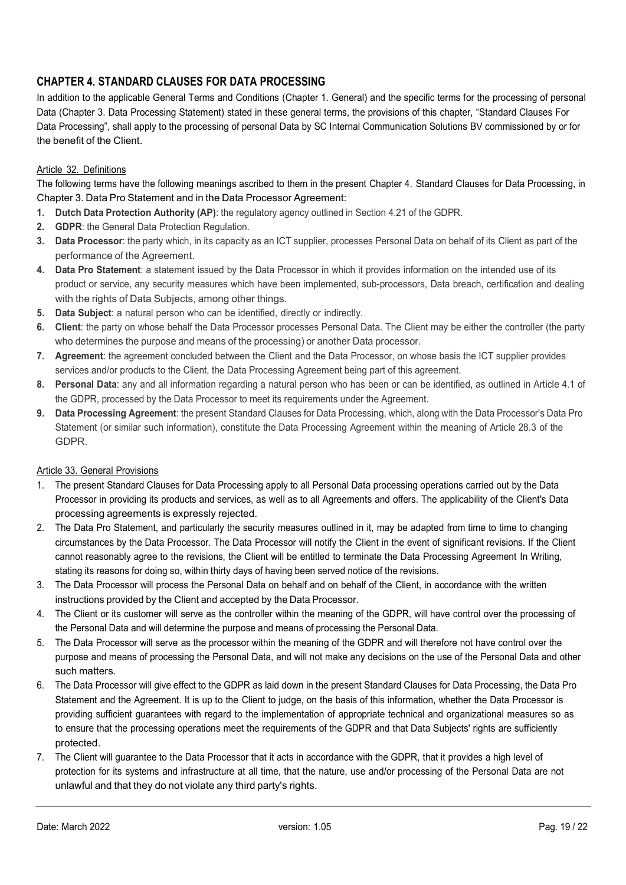## CHAPTER 4. STANDARD CLAUSES FOR DATA PROCESSING

In addition to the applicable General Terms and Conditions (Chapter 1. General) and the specific terms for the processing of personal Data (Chapter 3. Data Processing Statement) stated in these general terms, the provisions of this chapter, "Standard Clauses For Data Processing", shall apply to the processing of personal Data by SC Internal Communication Solutions BV commissioned by or for the benefit of the Client.

### Article 32. Definitions

The following terms have the following meanings ascribed to them in the present Chapter 4. Standard Clauses for Data Processing, in Chapter 3. Data Pro Statement and in the Data Processor Agreement:

1. **Dutch Data Protection Authority (AP)**: the regulatory agency outlined in Section 4.21 of the GDPR.
2. **GDPR**: the General Data Protection Regulation.
3. **Data Processor**: the party which, in its capacity as an ICT supplier, processes Personal Data on behalf of its Client as part of the performance of the Agreement.
4. **Data Pro Statement**: a statement issued by the Data Processor in which it provides information on the intended use of its product or service, any security measures which have been implemented, sub-processors, Data breach, certification and dealing with the rights of Data Subjects, among other things.
5. **Data Subject**: a natural person who can be identified, directly or indirectly.
6. **Client**: the party on whose behalf the Data Processor processes Personal Data. The Client may be either the controller (the party who determines the purpose and means of the processing) or another Data processor.
7. **Agreement**: the agreement concluded between the Client and the Data Processor, on whose basis the ICT supplier provides services and/or products to the Client, the Data Processing Agreement being part of this agreement.
8. **Personal Data**: any and all information regarding a natural person who has been or can be identified, as outlined in Article 4.1 of the GDPR, processed by the Data Processor to meet its requirements under the Agreement.
9. **Data Processing Agreement**: the present Standard Clauses for Data Processing, which, along with the Data Processor's Data Pro Statement (or similar such information), constitute the Data Processing Agreement within the meaning of Article 28.3 of the GDPR.

### Article 33. General Provisions

1. The present Standard Clauses for Data Processing apply to all Personal Data processing operations carried out by the Data Processor in providing its products and services, as well as to all Agreements and offers. The applicability of the Client's Data processing agreements is expressly rejected.
2. The Data Pro Statement, and particularly the security measures outlined in it, may be adapted from time to time to changing circumstances by the Data Processor. The Data Processor will notify the Client in the event of significant revisions. If the Client cannot reasonably agree to the revisions, the Client will be entitled to terminate the Data Processing Agreement In Writing, stating its reasons for doing so, within thirty days of having been served notice of the revisions.
3. The Data Processor will process the Personal Data on behalf and on behalf of the Client, in accordance with the written instructions provided by the Client and accepted by the Data Processor.
4. The Client or its customer will serve as the controller within the meaning of the GDPR, will have control over the processing of the Personal Data and will determine the purpose and means of processing the Personal Data.
5. The Data Processor will serve as the processor within the meaning of the GDPR and will therefore not have control over the purpose and means of processing the Personal Data, and will not make any decisions on the use of the Personal Data and other such matters.
6. The Data Processor will give effect to the GDPR as laid down in the present Standard Clauses for Data Processing, the Data Pro Statement and the Agreement. It is up to the Client to judge, on the basis of this information, whether the Data Processor is providing sufficient guarantees with regard to the implementation of appropriate technical and organizational measures so as to ensure that the processing operations meet the requirements of the GDPR and that Data Subjects' rights are sufficiently protected.
7. The Client will guarantee to the Data Processor that it acts in accordance with the GDPR, that it provides a high level of protection for its systems and infrastructure at all time, that the nature, use and/or processing of the Personal Data are not unlawful and that they do not violate any third party's rights.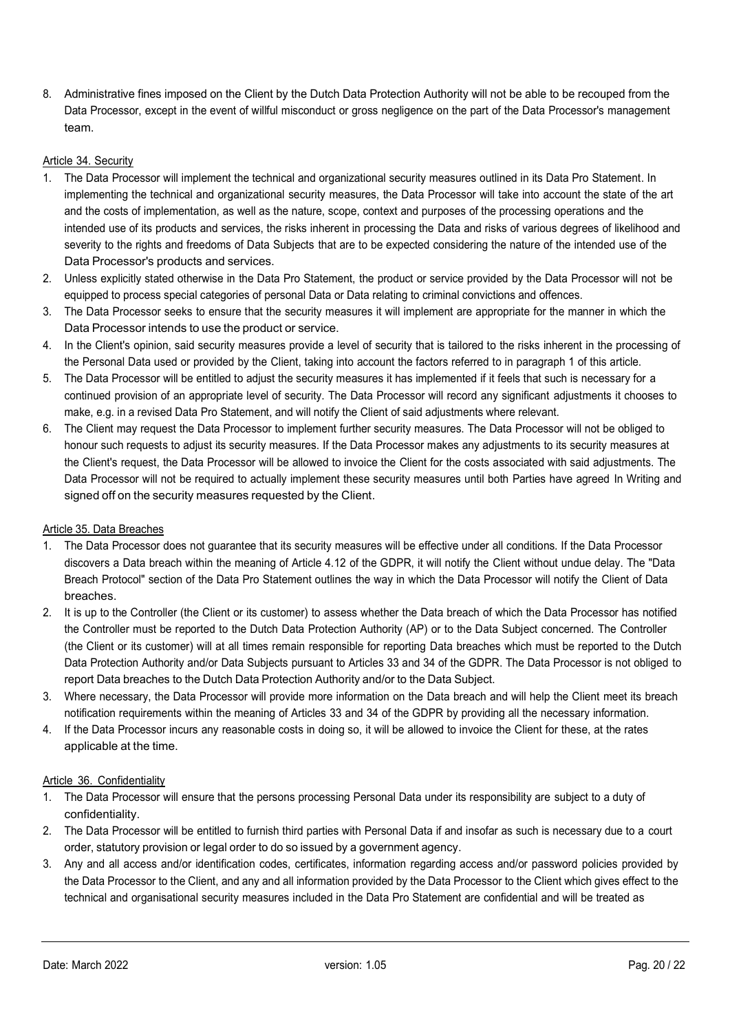8. Administrative fines imposed on the Client by the Dutch Data Protection Authority will not be able to be recouped from the Data Processor, except in the event of willful misconduct or gross negligence on the part of the Data Processor's management team.

Article 34. Security

1. The Data Processor will implement the technical and organizational security measures outlined in its Data Pro Statement. In implementing the technical and organizational security measures, the Data Processor will take into account the state of the art and the costs of implementation, as well as the nature, scope, context and purposes of the processing operations and the intended use of its products and services, the risks inherent in processing the Data and risks of various degrees of likelihood and severity to the rights and freedoms of Data Subjects that are to be expected considering the nature of the intended use of the Data Processor's products and services.
2. Unless explicitly stated otherwise in the Data Pro Statement, the product or service provided by the Data Processor will not be equipped to process special categories of personal Data or Data relating to criminal convictions and offences.
3. The Data Processor seeks to ensure that the security measures it will implement are appropriate for the manner in which the Data Processor intends to use the product or service.
4. In the Client's opinion, said security measures provide a level of security that is tailored to the risks inherent in the processing of the Personal Data used or provided by the Client, taking into account the factors referred to in paragraph 1 of this article.
5. The Data Processor will be entitled to adjust the security measures it has implemented if it feels that such is necessary for a continued provision of an appropriate level of security. The Data Processor will record any significant adjustments it chooses to make, e.g. in a revised Data Pro Statement, and will notify the Client of said adjustments where relevant.
6. The Client may request the Data Processor to implement further security measures. The Data Processor will not be obliged to honour such requests to adjust its security measures. If the Data Processor makes any adjustments to its security measures at the Client's request, the Data Processor will be allowed to invoice the Client for the costs associated with said adjustments. The Data Processor will not be required to actually implement these security measures until both Parties have agreed In Writing and signed off on the security measures requested by the Client.

Article 35. Data Breaches

1. The Data Processor does not guarantee that its security measures will be effective under all conditions. If the Data Processor discovers a Data breach within the meaning of Article 4.12 of the GDPR, it will notify the Client without undue delay. The "Data Breach Protocol" section of the Data Pro Statement outlines the way in which the Data Processor will notify the Client of Data breaches.
2. It is up to the Controller (the Client or its customer) to assess whether the Data breach of which the Data Processor has notified the Controller must be reported to the Dutch Data Protection Authority (AP) or to the Data Subject concerned. The Controller (the Client or its customer) will at all times remain responsible for reporting Data breaches which must be reported to the Dutch Data Protection Authority and/or Data Subjects pursuant to Articles 33 and 34 of the GDPR. The Data Processor is not obliged to report Data breaches to the Dutch Data Protection Authority and/or to the Data Subject.
3. Where necessary, the Data Processor will provide more information on the Data breach and will help the Client meet its breach notification requirements within the meaning of Articles 33 and 34 of the GDPR by providing all the necessary information.
4. If the Data Processor incurs any reasonable costs in doing so, it will be allowed to invoice the Client for these, at the rates applicable at the time.

Article 36. Confidentiality

1. The Data Processor will ensure that the persons processing Personal Data under its responsibility are subject to a duty of confidentiality.
2. The Data Processor will be entitled to furnish third parties with Personal Data if and insofar as such is necessary due to a court order, statutory provision or legal order to do so issued by a government agency.
3. Any and all access and/or identification codes, certificates, information regarding access and/or password policies provided by the Data Processor to the Client, and any and all information provided by the Data Processor to the Client which gives effect to the technical and organisational security measures included in the Data Pro Statement are confidential and will be treated as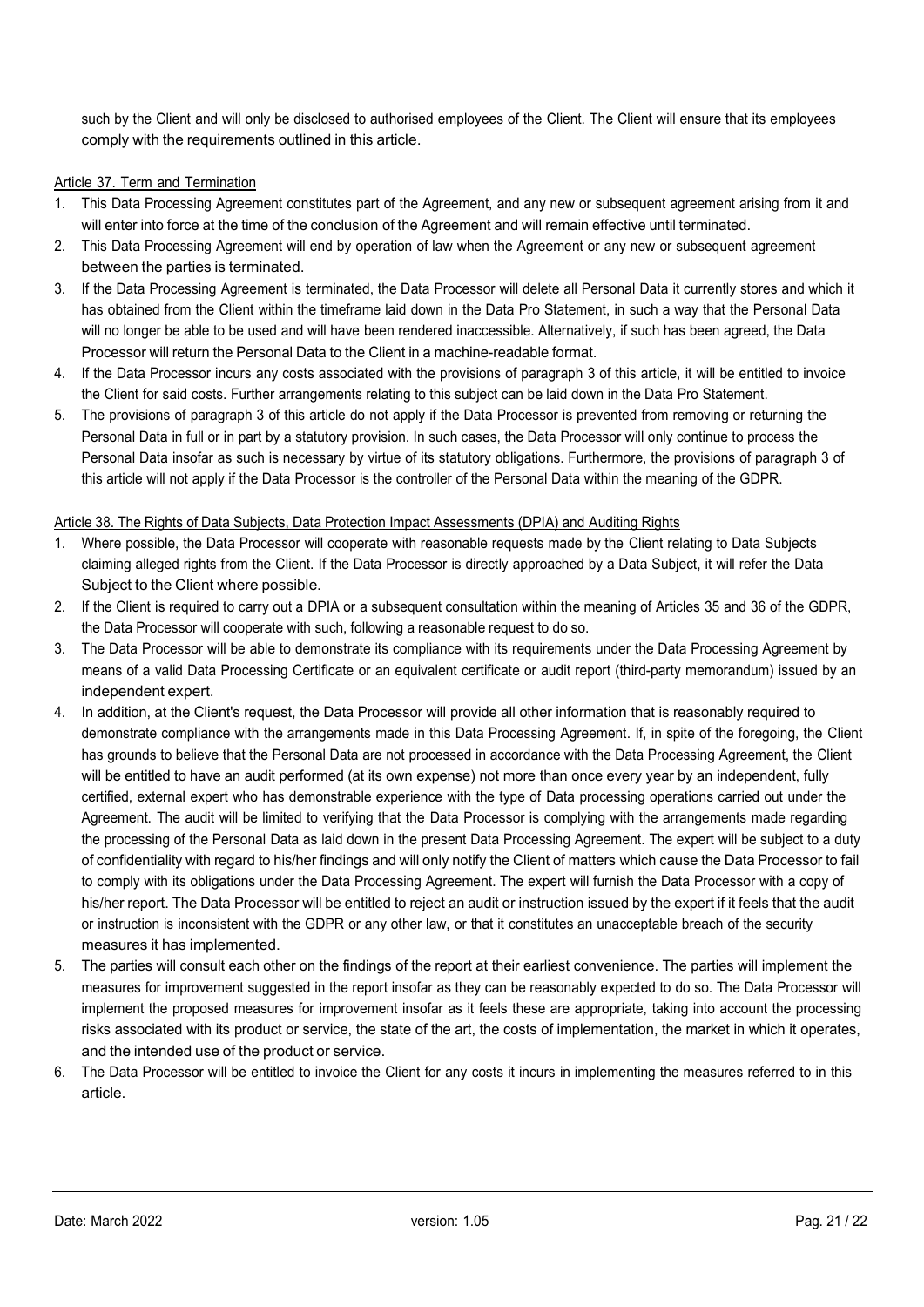such by the Client and will only be disclosed to authorised employees of the Client. The Client will ensure that its employees comply with the requirements outlined in this article.

Article 37. Term and Termination

1. This Data Processing Agreement constitutes part of the Agreement, and any new or subsequent agreement arising from it and will enter into force at the time of the conclusion of the Agreement and will remain effective until terminated.
2. This Data Processing Agreement will end by operation of law when the Agreement or any new or subsequent agreement between the parties is terminated.
3. If the Data Processing Agreement is terminated, the Data Processor will delete all Personal Data it currently stores and which it has obtained from the Client within the timeframe laid down in the Data Pro Statement, in such a way that the Personal Data will no longer be able to be used and will have been rendered inaccessible. Alternatively, if such has been agreed, the Data Processor will return the Personal Data to the Client in a machine-readable format.
4. If the Data Processor incurs any costs associated with the provisions of paragraph 3 of this article, it will be entitled to invoice the Client for said costs. Further arrangements relating to this subject can be laid down in the Data Pro Statement.
5. The provisions of paragraph 3 of this article do not apply if the Data Processor is prevented from removing or returning the Personal Data in full or in part by a statutory provision. In such cases, the Data Processor will only continue to process the Personal Data insofar as such is necessary by virtue of its statutory obligations. Furthermore, the provisions of paragraph 3 of this article will not apply if the Data Processor is the controller of the Personal Data within the meaning of the GDPR.

Article 38. The Rights of Data Subjects, Data Protection Impact Assessments (DPIA) and Auditing Rights

1. Where possible, the Data Processor will cooperate with reasonable requests made by the Client relating to Data Subjects claiming alleged rights from the Client. If the Data Processor is directly approached by a Data Subject, it will refer the Data Subject to the Client where possible.
2. If the Client is required to carry out a DPIA or a subsequent consultation within the meaning of Articles 35 and 36 of the GDPR, the Data Processor will cooperate with such, following a reasonable request to do so.
3. The Data Processor will be able to demonstrate its compliance with its requirements under the Data Processing Agreement by means of a valid Data Processing Certificate or an equivalent certificate or audit report (third-party memorandum) issued by an independent expert.
4. In addition, at the Client's request, the Data Processor will provide all other information that is reasonably required to demonstrate compliance with the arrangements made in this Data Processing Agreement. If, in spite of the foregoing, the Client has grounds to believe that the Personal Data are not processed in accordance with the Data Processing Agreement, the Client will be entitled to have an audit performed (at its own expense) not more than once every year by an independent, fully certified, external expert who has demonstrable experience with the type of Data processing operations carried out under the Agreement. The audit will be limited to verifying that the Data Processor is complying with the arrangements made regarding the processing of the Personal Data as laid down in the present Data Processing Agreement. The expert will be subject to a duty of confidentiality with regard to his/her findings and will only notify the Client of matters which cause the Data Processor to fail to comply with its obligations under the Data Processing Agreement. The expert will furnish the Data Processor with a copy of his/her report. The Data Processor will be entitled to reject an audit or instruction issued by the expert if it feels that the audit or instruction is inconsistent with the GDPR or any other law, or that it constitutes an unacceptable breach of the security measures it has implemented.
5. The parties will consult each other on the findings of the report at their earliest convenience. The parties will implement the measures for improvement suggested in the report insofar as they can be reasonably expected to do so. The Data Processor will implement the proposed measures for improvement insofar as it feels these are appropriate, taking into account the processing risks associated with its product or service, the state of the art, the costs of implementation, the market in which it operates, and the intended use of the product or service.
6. The Data Processor will be entitled to invoice the Client for any costs it incurs in implementing the measures referred to in this article.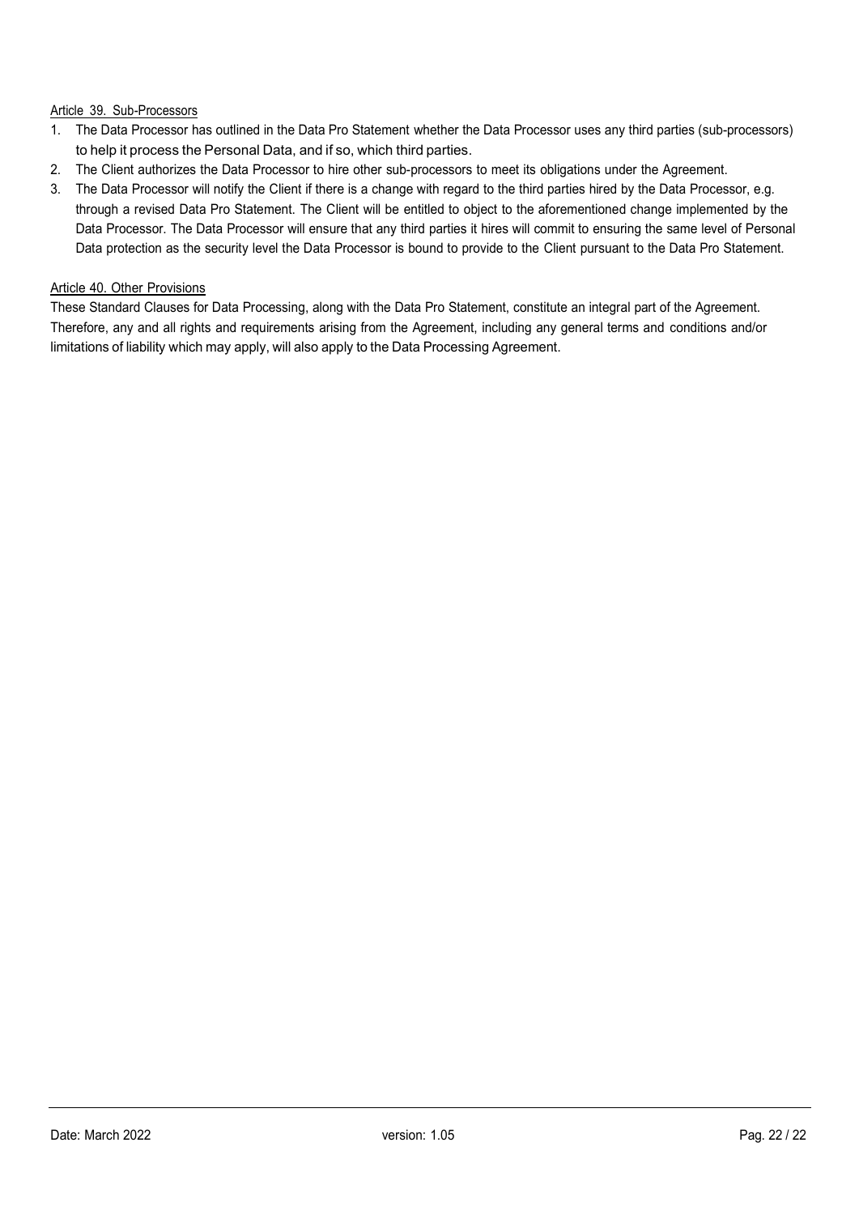Article 39. Sub-Processors

1. The Data Processor has outlined in the Data Pro Statement whether the Data Processor uses any third parties (sub-processors) to help it process the Personal Data, and if so, which third parties.
2. The Client authorizes the Data Processor to hire other sub-processors to meet its obligations under the Agreement.
3. The Data Processor will notify the Client if there is a change with regard to the third parties hired by the Data Processor, e.g. through a revised Data Pro Statement. The Client will be entitled to object to the aforementioned change implemented by the Data Processor. The Data Processor will ensure that any third parties it hires will commit to ensuring the same level of Personal Data protection as the security level the Data Processor is bound to provide to the Client pursuant to the Data Pro Statement.

Article 40. Other Provisions

These Standard Clauses for Data Processing, along with the Data Pro Statement, constitute an integral part of the Agreement. Therefore, any and all rights and requirements arising from the Agreement, including any general terms and conditions and/or limitations of liability which may apply, will also apply to the Data Processing Agreement.